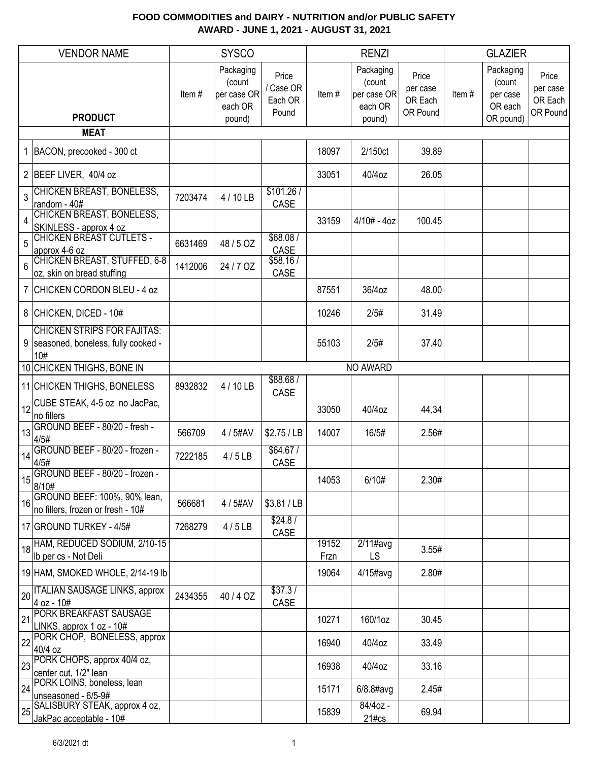**FOOD COMMODITIES and DAIRY - NUTRITION and/or PUBLIC SAFETY**
**AWARD - JUNE 1, 2021 - AUGUST 31, 2021**

| | VENDOR NAME | SYSCO | | | RENZI | | | GLAZIER | | |
|---|---|---|---|---|---|---|---|---|---|---|
| | **PRODUCT** | Item # | Packaging (count per case OR each OR pound) | Price / Case OR Each OR Pound | Item # | Packaging (count per case OR each OR pound) | Price per case OR Each OR Pound | Item # | Packaging (count per case OR each OR pound) | Price per case OR Each OR Pound |
| | **MEAT** | | | | | | | | | |
| 1 | BACON, precooked - 300 ct | | | | 18097 | 2/150ct | 39.89 | | | |
| 2 | BEEF LIVER, 40/4 oz | | | | 33051 | 40/4oz | 26.05 | | | |
| 3 | CHICKEN BREAST, BONELESS, random - 40# | 7203474 | 4 / 10 LB | $101.26 / CASE | | | | | | |
| 4 | CHICKEN BREAST, BONELESS, SKINLESS - approx 4 oz | | | | 33159 | 4/10# - 4oz | 100.45 | | | |
| 5 | CHICKEN BREAST CUTLETS - approx 4-6 oz | 6631469 | 48 / 5 OZ | $68.08 / CASE | | | | | | |
| 6 | CHICKEN BREAST, STUFFED, 6-8 oz, skin on bread stuffing | 1412006 | 24 / 7 OZ | $58.16 / CASE | | | | | | |
| 7 | CHICKEN CORDON BLEU - 4 oz | | | | 87551 | 36/4oz | 48.00 | | | |
| 8 | CHICKEN, DICED - 10# | | | | 10246 | 2/5# | 31.49 | | | |
| 9 | CHICKEN STRIPS FOR FAJITAS: seasoned, boneless, fully cooked - 10# | | | | 55103 | 2/5# | 37.40 | | | |
| 10 | CHICKEN THIGHS, BONE IN | NO AWARD | | | | | | | | |
| 11 | CHICKEN THIGHS, BONELESS | 8932832 | 4 / 10 LB | $88.68 / CASE | | | | | | |
| 12 | CUBE STEAK, 4-5 oz no JacPac, no fillers | | | | 33050 | 40/4oz | 44.34 | | | |
| 13 | GROUND BEEF - 80/20 - fresh - 4/5# | 566709 | 4 / 5#AV | $2.75 / LB | 14007 | 16/5# | 2.56# | | | |
| 14 | GROUND BEEF - 80/20 - frozen - 4/5# | 7222185 | 4 / 5 LB | $64.67 / CASE | | | | | | |
| 15 | GROUND BEEF - 80/20 - frozen - 8/10# | | | | 14053 | 6/10# | 2.30# | | | |
| 16 | GROUND BEEF: 100%, 90% lean, no fillers, frozen or fresh - 10# | 566681 | 4 / 5#AV | $3.81 / LB | | | | | | |
| 17 | GROUND TURKEY - 4/5# | 7268279 | 4 / 5 LB | $24.8 / CASE | | | | | | |
| 18 | HAM, REDUCED SODIUM, 2/10-15 lb per cs - Not Deli | | | | 19152 Frzn | 2/11#avg LS | 3.55# | | | |
| 19 | HAM, SMOKED WHOLE, 2/14-19 lb | | | | 19064 | 4/15#avg | 2.80# | | | |
| 20 | ITALIAN SAUSAGE LINKS, approx 4 oz - 10# | 2434355 | 40 / 4 OZ | $37.3 / CASE | | | | | | |
| 21 | PORK BREAKFAST SAUSAGE LINKS, approx 1 oz - 10# | | | | 10271 | 160/1oz | 30.45 | | | |
| 22 | PORK CHOP, BONELESS, approx 40/4 oz | | | | 16940 | 40/4oz | 33.49 | | | |
| 23 | PORK CHOPS, approx 40/4 oz, center cut, 1/2" lean | | | | 16938 | 40/4oz | 33.16 | | | |
| 24 | PORK LOINS, boneless, lean unseasoned - 6/5-9# | | | | 15171 | 6/8.8#avg | 2.45# | | | |
| 25 | SALISBURY STEAK, approx 4 oz, JakPac acceptable - 10# | | | | 15839 | 84/4oz - 21#cs | 69.94 | | | |

6/3/2021 dt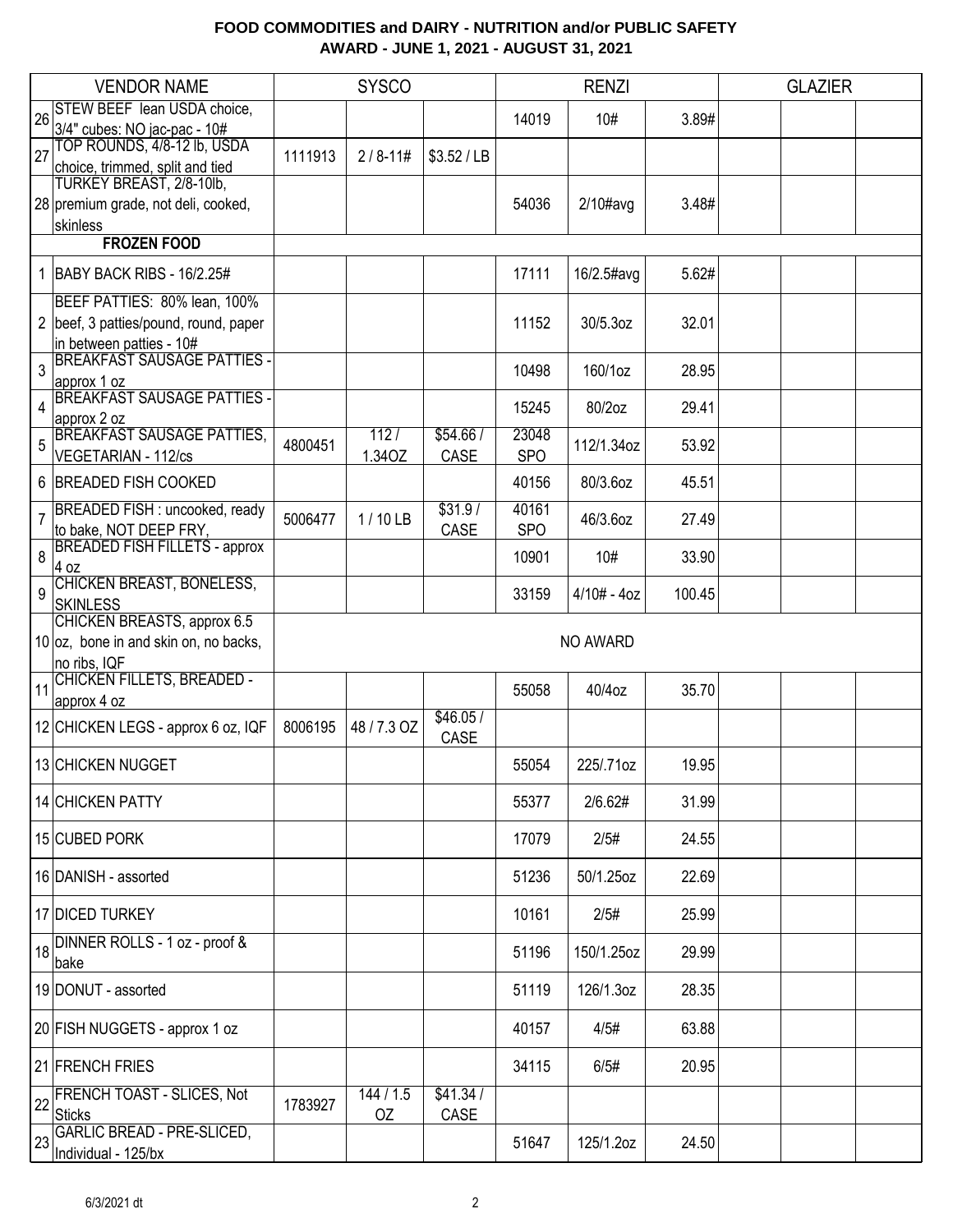# FOOD COMMODITIES and DAIRY - NUTRITION and/or PUBLIC SAFETY
## AWARD - JUNE 1, 2021 - AUGUST 31, 2021

| | VENDOR NAME | SYSCO | | | RENZI | | | GLAZIER | | |
|---|---|---|---|---|---|---|---|---|---|---|
| 26 | STEW BEEF lean USDA choice, 3/4" cubes: NO jac-pac - 10# | | | | 14019 | 10# | 3.89# | | | |
| 27 | TOP ROUNDS, 4/8-12 lb, USDA choice, trimmed, split and tied | 1111913 | 2 / 8-11# | $3.52 / LB | | | | | | |
| 28 | TURKEY BREAST, 2/8-10lb, premium grade, not deli, cooked, skinless | | | | 54036 | 2/10#avg | 3.48# | | | |
| | **FROZEN FOOD** | | | | | | | | | |
| 1 | BABY BACK RIBS - 16/2.25# | | | | 17111 | 16/2.5#avg | 5.62# | | | |
| 2 | BEEF PATTIES: 80% lean, 100% beef, 3 patties/pound, round, paper in between patties - 10# | | | | 11152 | 30/5.3oz | 32.01 | | | |
| 3 | BREAKFAST SAUSAGE PATTIES - approx 1 oz | | | | 10498 | 160/1oz | 28.95 | | | |
| 4 | BREAKFAST SAUSAGE PATTIES - approx 2 oz | | | | 15245 | 80/2oz | 29.41 | | | |
| 5 | BREAKFAST SAUSAGE PATTIES, VEGETARIAN - 112/cs | 4800451 | 112 / 1.34OZ | $54.66 / CASE | 23048 SPO | 112/1.34oz | 53.92 | | | |
| 6 | BREADED FISH COOKED | | | | 40156 | 80/3.6oz | 45.51 | | | |
| 7 | BREADED FISH : uncooked, ready to bake, NOT DEEP FRY, | 5006477 | 1 / 10 LB | $31.9 / CASE | 40161 SPO | 46/3.6oz | 27.49 | | | |
| 8 | BREADED FISH FILLETS - approx 4 oz | | | | 10901 | 10# | 33.90 | | | |
| 9 | CHICKEN BREAST, BONELESS, SKINLESS | | | | 33159 | 4/10# - 4oz | 100.45 | | | |
| 10 | CHICKEN BREASTS, approx 6.5 oz, bone in and skin on, no backs, no ribs, IQF | | | | | NO AWARD | | | | |
| 11 | CHICKEN FILLETS, BREADED - approx 4 oz | | | | 55058 | 40/4oz | 35.70 | | | |
| 12 | CHICKEN LEGS - approx 6 oz, IQF | 8006195 | 48 / 7.3 OZ | $46.05 / CASE | | | | | | |
| 13 | CHICKEN NUGGET | | | | 55054 | 225/.71oz | 19.95 | | | |
| 14 | CHICKEN PATTY | | | | 55377 | 2/6.62# | 31.99 | | | |
| 15 | CUBED PORK | | | | 17079 | 2/5# | 24.55 | | | |
| 16 | DANISH - assorted | | | | 51236 | 50/1.25oz | 22.69 | | | |
| 17 | DICED TURKEY | | | | 10161 | 2/5# | 25.99 | | | |
| 18 | DINNER ROLLS - 1 oz - proof & bake | | | | 51196 | 150/1.25oz | 29.99 | | | |
| 19 | DONUT - assorted | | | | 51119 | 126/1.3oz | 28.35 | | | |
| 20 | FISH NUGGETS - approx 1 oz | | | | 40157 | 4/5# | 63.88 | | | |
| 21 | FRENCH FRIES | | | | 34115 | 6/5# | 20.95 | | | |
| 22 | FRENCH TOAST - SLICES, Not Sticks | 1783927 | 144 / 1.5 OZ | $41.34 / CASE | | | | | | |
| 23 | GARLIC BREAD - PRE-SLICED, Individual - 125/bx | | | | 51647 | 125/1.2oz | 24.50 | | | |

6/3/2021 dt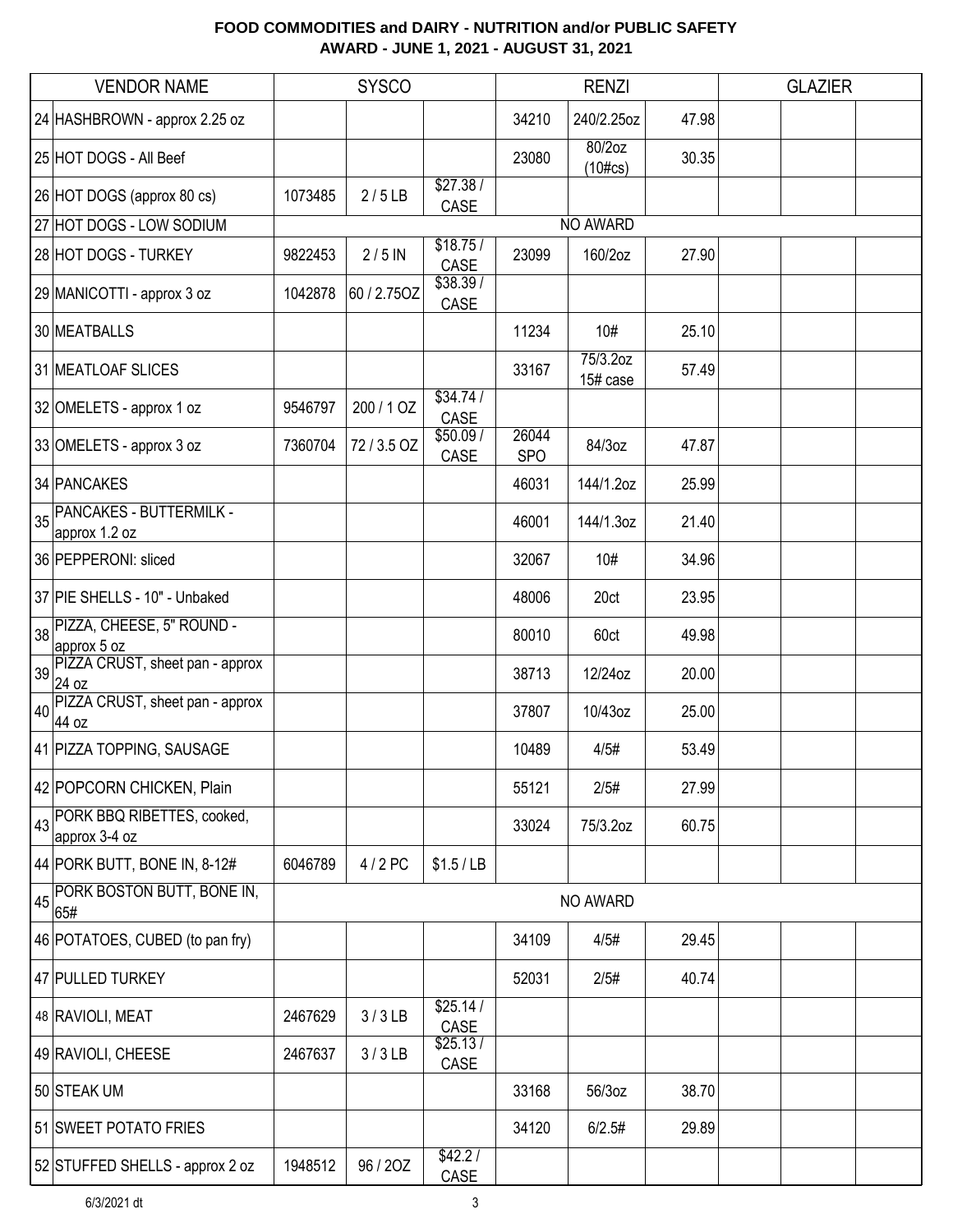**FOOD COMMODITIES and DAIRY - NUTRITION and/or PUBLIC SAFETY**
**AWARD - JUNE 1, 2021 - AUGUST 31, 2021**

| VENDOR NAME | SYSCO | | | RENZI | | | GLAZIER | | |
|---|---|---|---|---|---|---|---|---|---|
| 24 HASHBROWN - approx 2.25 oz | | | | 34210 | 240/2.25oz | 47.98 | | | |
| 25 HOT DOGS - All Beef | | | | 23080 | 80/2oz (10#cs) | 30.35 | | | |
| 26 HOT DOGS (approx 80 cs) | 1073485 | 2 / 5 LB | $27.38 / CASE | | | | | | |
| 27 HOT DOGS - LOW SODIUM | NO AWARD | | | | | | | | |
| 28 HOT DOGS - TURKEY | 9822453 | 2 / 5 IN | $18.75 / CASE | 23099 | 160/2oz | 27.90 | | | |
| 29 MANICOTTI - approx 3 oz | 1042878 | 60 / 2.75OZ | $38.39 / CASE | | | | | | |
| 30 MEATBALLS | | | | 11234 | 10# | 25.10 | | | |
| 31 MEATLOAF SLICES | | | | 33167 | 75/3.2oz 15# case | 57.49 | | | |
| 32 OMELETS - approx 1 oz | 9546797 | 200 / 1 OZ | $34.74 / CASE | | | | | | |
| 33 OMELETS - approx 3 oz | 7360704 | 72 / 3.5 OZ | $50.09 / CASE | 26044 SPO | 84/3oz | 47.87 | | | |
| 34 PANCAKES | | | | 46031 | 144/1.2oz | 25.99 | | | |
| 35 PANCAKES - BUTTERMILK - approx 1.2 oz | | | | 46001 | 144/1.3oz | 21.40 | | | |
| 36 PEPPERONI: sliced | | | | 32067 | 10# | 34.96 | | | |
| 37 PIE SHELLS - 10" - Unbaked | | | | 48006 | 20ct | 23.95 | | | |
| 38 PIZZA, CHEESE, 5" ROUND - approx 5 oz | | | | 80010 | 60ct | 49.98 | | | |
| 39 PIZZA CRUST, sheet pan - approx 24 oz | | | | 38713 | 12/24oz | 20.00 | | | |
| 40 PIZZA CRUST, sheet pan - approx 44 oz | | | | 37807 | 10/43oz | 25.00 | | | |
| 41 PIZZA TOPPING, SAUSAGE | | | | 10489 | 4/5# | 53.49 | | | |
| 42 POPCORN CHICKEN, Plain | | | | 55121 | 2/5# | 27.99 | | | |
| 43 PORK BBQ RIBETTES, cooked, approx 3-4 oz | | | | 33024 | 75/3.2oz | 60.75 | | | |
| 44 PORK BUTT, BONE IN, 8-12# | 6046789 | 4 / 2 PC | $1.5 / LB | | | | | | |
| 45 PORK BOSTON BUTT, BONE IN, 65# | NO AWARD | | | | | | | | |
| 46 POTATOES, CUBED (to pan fry) | | | | 34109 | 4/5# | 29.45 | | | |
| 47 PULLED TURKEY | | | | 52031 | 2/5# | 40.74 | | | |
| 48 RAVIOLI, MEAT | 2467629 | 3 / 3 LB | $25.14 / CASE | | | | | | |
| 49 RAVIOLI, CHEESE | 2467637 | 3 / 3 LB | $25.13 / CASE | | | | | | |
| 50 STEAK UM | | | | 33168 | 56/3oz | 38.70 | | | |
| 51 SWEET POTATO FRIES | | | | 34120 | 6/2.5# | 29.89 | | | |
| 52 STUFFED SHELLS - approx 2 oz | 1948512 | 96 / 2OZ | $42.2 / CASE | | | | | | |

6/3/2021 dt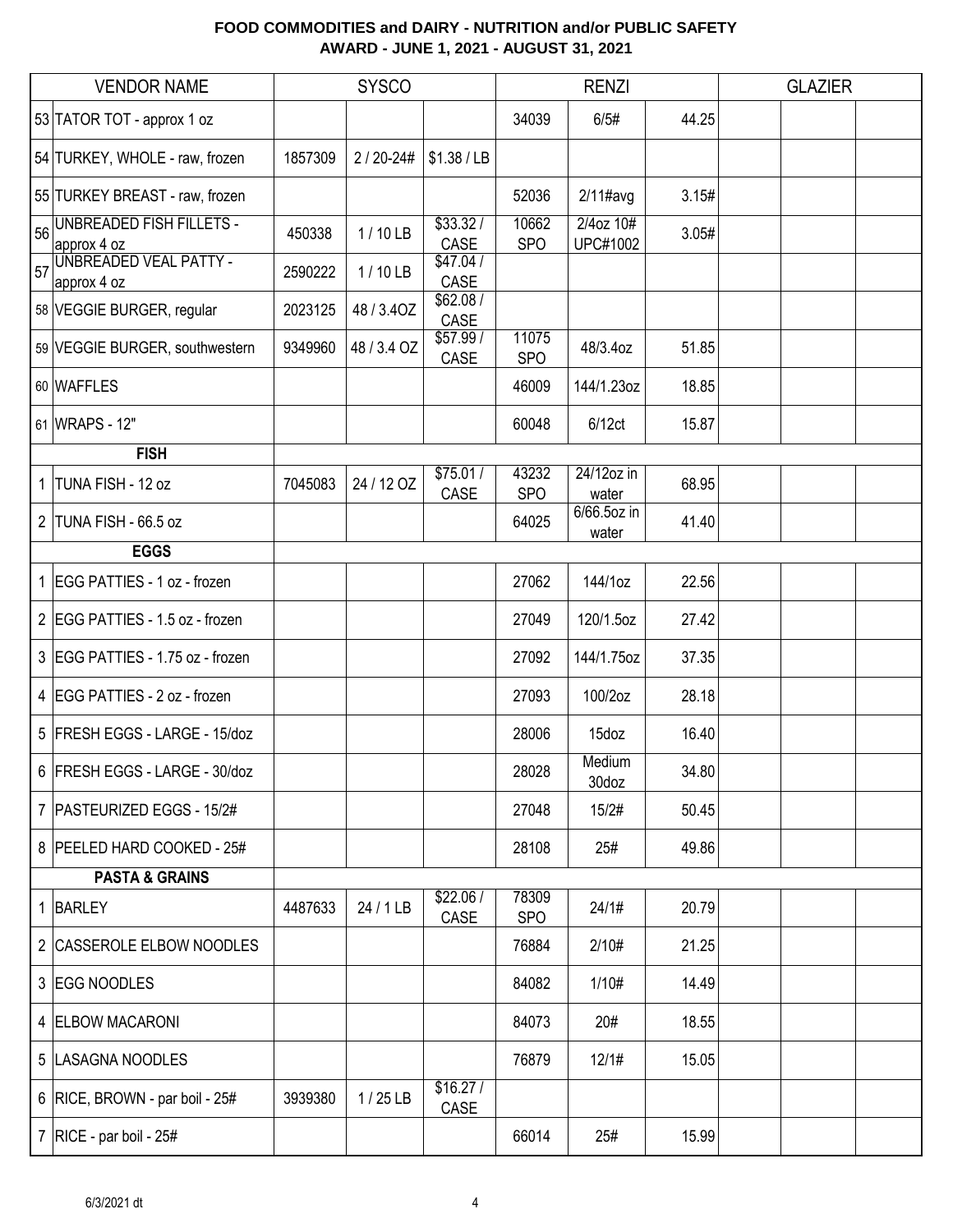**FOOD COMMODITIES and DAIRY - NUTRITION and/or PUBLIC SAFETY**
**AWARD - JUNE 1, 2021 - AUGUST 31, 2021**

| | VENDOR NAME | SYSCO | | | RENZI | | | GLAZIER | |
|---|---|---|---|---|---|---|---|---|---|
| 53 | TATOR TOT - approx 1 oz | | | | 34039 | 6/5# | 44.25 | | |
| 54 | TURKEY, WHOLE - raw, frozen | 1857309 | 2 / 20-24# | $1.38 / LB | | | | | |
| 55 | TURKEY BREAST - raw, frozen | | | | 52036 | 2/11#avg | 3.15# | | |
| 56 | UNBREADED FISH FILLETS - approx 4 oz | 450338 | 1 / 10 LB | $33.32 / CASE | 10662 SPO | 2/4oz 10# UPC#1002 | 3.05# | | |
| 57 | UNBREADED VEAL PATTY - approx 4 oz | 2590222 | 1 / 10 LB | $47.04 / CASE | | | | | |
| 58 | VEGGIE BURGER, regular | 2023125 | 48 / 3.4OZ | $62.08 / CASE | | | | | |
| 59 | VEGGIE BURGER, southwestern | 9349960 | 48 / 3.4 OZ | $57.99 / CASE | 11075 SPO | 48/3.4oz | 51.85 | | |
| 60 | WAFFLES | | | | 46009 | 144/1.23oz | 18.85 | | |
| 61 | WRAPS - 12" | | | | 60048 | 6/12ct | 15.87 | | |
| | **FISH** | | | | | | | | |
| 1 | TUNA FISH - 12 oz | 7045083 | 24 / 12 OZ | $75.01 / CASE | 43232 SPO | 24/12oz in water | 68.95 | | |
| 2 | TUNA FISH - 66.5 oz | | | | 64025 | 6/66.5oz in water | 41.40 | | |
| | **EGGS** | | | | | | | | |
| 1 | EGG PATTIES - 1 oz - frozen | | | | 27062 | 144/1oz | 22.56 | | |
| 2 | EGG PATTIES - 1.5 oz - frozen | | | | 27049 | 120/1.5oz | 27.42 | | |
| 3 | EGG PATTIES - 1.75 oz - frozen | | | | 27092 | 144/1.75oz | 37.35 | | |
| 4 | EGG PATTIES - 2 oz - frozen | | | | 27093 | 100/2oz | 28.18 | | |
| 5 | FRESH EGGS - LARGE - 15/doz | | | | 28006 | 15doz | 16.40 | | |
| 6 | FRESH EGGS - LARGE - 30/doz | | | | 28028 | Medium 30doz | 34.80 | | |
| 7 | PASTEURIZED EGGS - 15/2# | | | | 27048 | 15/2# | 50.45 | | |
| 8 | PEELED HARD COOKED - 25# | | | | 28108 | 25# | 49.86 | | |
| | **PASTA & GRAINS** | | | | | | | | |
| 1 | BARLEY | 4487633 | 24 / 1 LB | $22.06 / CASE | 78309 SPO | 24/1# | 20.79 | | |
| 2 | CASSEROLE ELBOW NOODLES | | | | 76884 | 2/10# | 21.25 | | |
| 3 | EGG NOODLES | | | | 84082 | 1/10# | 14.49 | | |
| 4 | ELBOW MACARONI | | | | 84073 | 20# | 18.55 | | |
| 5 | LASAGNA NOODLES | | | | 76879 | 12/1# | 15.05 | | |
| 6 | RICE, BROWN - par boil - 25# | 3939380 | 1 / 25 LB | $16.27 / CASE | | | | | |
| 7 | RICE - par boil - 25# | | | | 66014 | 25# | 15.99 | | |

6/3/2021 dt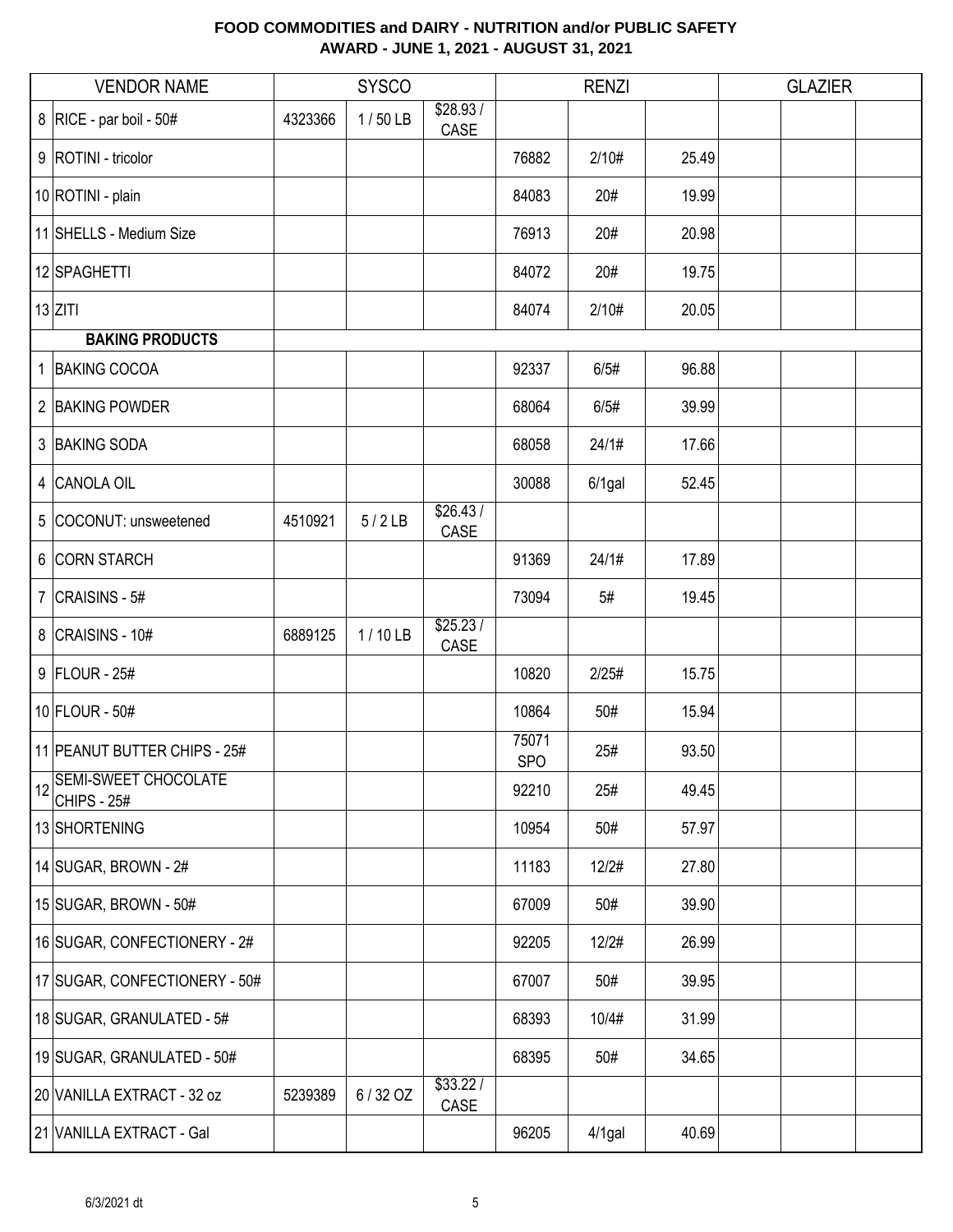**FOOD COMMODITIES and DAIRY - NUTRITION and/or PUBLIC SAFETY**
**AWARD - JUNE 1, 2021 - AUGUST 31, 2021**

| | VENDOR NAME | SYSCO | | | RENZI | | | GLAZIER | | |
|---|---|---|---|---|---|---|---|---|---|---|
| 8 | RICE - par boil - 50# | 4323366 | 1 / 50 LB | $28.93 / CASE | | | | | | |
| 9 | ROTINI - tricolor | | | | 76882 | 2/10# | 25.49 | | | |
| 10 | ROTINI - plain | | | | 84083 | 20# | 19.99 | | | |
| 11 | SHELLS - Medium Size | | | | 76913 | 20# | 20.98 | | | |
| 12 | SPAGHETTI | | | | 84072 | 20# | 19.75 | | | |
| 13 | ZITI | | | | 84074 | 2/10# | 20.05 | | | |
| | **BAKING PRODUCTS** | | | | | | | | | |
| 1 | BAKING COCOA | | | | 92337 | 6/5# | 96.88 | | | |
| 2 | BAKING POWDER | | | | 68064 | 6/5# | 39.99 | | | |
| 3 | BAKING SODA | | | | 68058 | 24/1# | 17.66 | | | |
| 4 | CANOLA OIL | | | | 30088 | 6/1gal | 52.45 | | | |
| 5 | COCONUT: unsweetened | 4510921 | 5 / 2 LB | $26.43 / CASE | | | | | | |
| 6 | CORN STARCH | | | | 91369 | 24/1# | 17.89 | | | |
| 7 | CRAISINS - 5# | | | | 73094 | 5# | 19.45 | | | |
| 8 | CRAISINS - 10# | 6889125 | 1 / 10 LB | $25.23 / CASE | | | | | | |
| 9 | FLOUR - 25# | | | | 10820 | 2/25# | 15.75 | | | |
| 10 | FLOUR - 50# | | | | 10864 | 50# | 15.94 | | | |
| 11 | PEANUT BUTTER CHIPS - 25# | | | | 75071 SPO | 25# | 93.50 | | | |
| 12 | SEMI-SWEET CHOCOLATE CHIPS - 25# | | | | 92210 | 25# | 49.45 | | | |
| 13 | SHORTENING | | | | 10954 | 50# | 57.97 | | | |
| 14 | SUGAR, BROWN - 2# | | | | 11183 | 12/2# | 27.80 | | | |
| 15 | SUGAR, BROWN - 50# | | | | 67009 | 50# | 39.90 | | | |
| 16 | SUGAR, CONFECTIONERY - 2# | | | | 92205 | 12/2# | 26.99 | | | |
| 17 | SUGAR, CONFECTIONERY - 50# | | | | 67007 | 50# | 39.95 | | | |
| 18 | SUGAR, GRANULATED - 5# | | | | 68393 | 10/4# | 31.99 | | | |
| 19 | SUGAR, GRANULATED - 50# | | | | 68395 | 50# | 34.65 | | | |
| 20 | VANILLA EXTRACT - 32 oz | 5239389 | 6 / 32 OZ | $33.22 / CASE | | | | | | |
| 21 | VANILLA EXTRACT - Gal | | | | 96205 | 4/1gal | 40.69 | | | |

6/3/2021 dt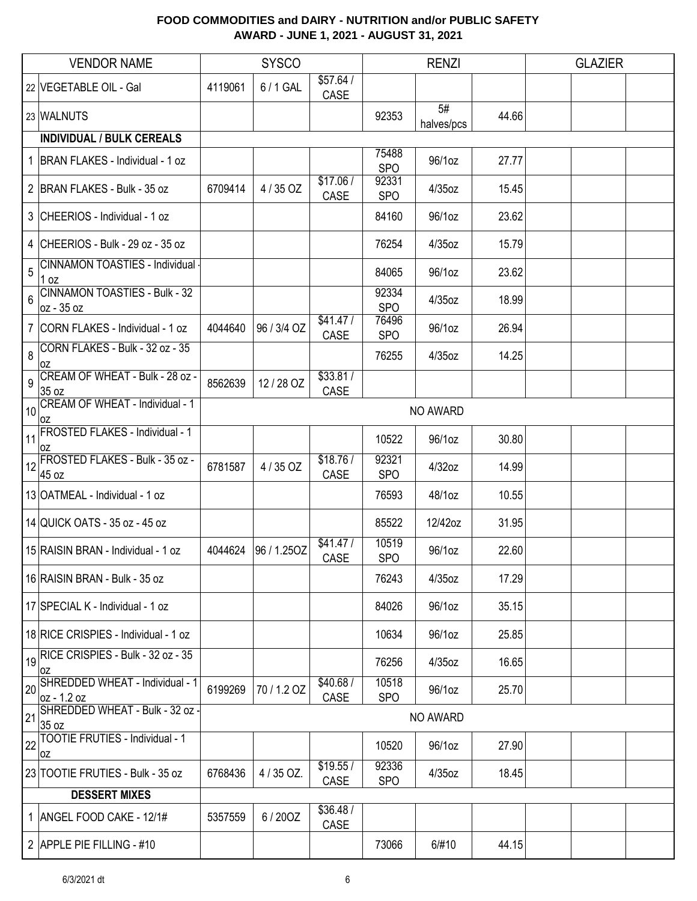## FOOD COMMODITIES and DAIRY - NUTRITION and/or PUBLIC SAFETY
## AWARD - JUNE 1, 2021 - AUGUST 31, 2021

| | VENDOR NAME | SYSCO | | | RENZI | | | GLAZIER | | |
|---|---|---|---|---|---|---|---|---|---|---|
| 22 | VEGETABLE OIL - Gal | 4119061 | 6 / 1 GAL | $57.64 / CASE | | | | | | |
| 23 | WALNUTS | | | | 92353 | 5# halves/pcs | 44.66 | | | |
| | **INDIVIDUAL / BULK CEREALS** | | | | | | | | | |
| 1 | BRAN FLAKES - Individual - 1 oz | | | | 75488 SPO | 96/1oz | 27.77 | | | |
| 2 | BRAN FLAKES - Bulk - 35 oz | 6709414 | 4 / 35 OZ | $17.06 / CASE | 92331 SPO | 4/35oz | 15.45 | | | |
| 3 | CHEERIOS - Individual - 1 oz | | | | 84160 | 96/1oz | 23.62 | | | |
| 4 | CHEERIOS - Bulk - 29 oz - 35 oz | | | | 76254 | 4/35oz | 15.79 | | | |
| 5 | CINNAMON TOASTIES - Individual - 1 oz | | | | 84065 | 96/1oz | 23.62 | | | |
| 6 | CINNAMON TOASTIES - Bulk - 32 oz - 35 oz | | | | 92334 SPO | 4/35oz | 18.99 | | | |
| 7 | CORN FLAKES - Individual - 1 oz | 4044640 | 96 / 3/4 OZ | $41.47 / CASE | 76496 SPO | 96/1oz | 26.94 | | | |
| 8 | CORN FLAKES - Bulk - 32 oz - 35 oz | | | | 76255 | 4/35oz | 14.25 | | | |
| 9 | CREAM OF WHEAT - Bulk - 28 oz - 35 oz | 8562639 | 12 / 28 OZ | $33.81 / CASE | | | | | | |
| 10 | CREAM OF WHEAT - Individual - 1 oz | NO AWARD | | | | | | | | |
| 11 | FROSTED FLAKES - Individual - 1 oz | | | | 10522 | 96/1oz | 30.80 | | | |
| 12 | FROSTED FLAKES - Bulk - 35 oz - 45 oz | 6781587 | 4 / 35 OZ | $18.76 / CASE | 92321 SPO | 4/32oz | 14.99 | | | |
| 13 | OATMEAL - Individual - 1 oz | | | | 76593 | 48/1oz | 10.55 | | | |
| 14 | QUICK OATS - 35 oz - 45 oz | | | | 85522 | 12/42oz | 31.95 | | | |
| 15 | RAISIN BRAN - Individual - 1 oz | 4044624 | 96 / 1.25OZ | $41.47 / CASE | 10519 SPO | 96/1oz | 22.60 | | | |
| 16 | RAISIN BRAN - Bulk - 35 oz | | | | 76243 | 4/35oz | 17.29 | | | |
| 17 | SPECIAL K - Individual - 1 oz | | | | 84026 | 96/1oz | 35.15 | | | |
| 18 | RICE CRISPIES - Individual - 1 oz | | | | 10634 | 96/1oz | 25.85 | | | |
| 19 | RICE CRISPIES - Bulk - 32 oz - 35 oz | | | | 76256 | 4/35oz | 16.65 | | | |
| 20 | SHREDDED WHEAT - Individual - 1 oz - 1.2 oz | 6199269 | 70 / 1.2 OZ | $40.68 / CASE | 10518 SPO | 96/1oz | 25.70 | | | |
| 21 | SHREDDED WHEAT - Bulk - 32 oz - 35 oz | NO AWARD | | | | | | | | |
| 22 | TOOTIE FRUTIES - Individual - 1 oz | | | | 10520 | 96/1oz | 27.90 | | | |
| 23 | TOOTIE FRUTIES - Bulk - 35 oz | 6768436 | 4 / 35 OZ. | $19.55 / CASE | 92336 SPO | 4/35oz | 18.45 | | | |
| | **DESSERT MIXES** | | | | | | | | | |
| 1 | ANGEL FOOD CAKE - 12/1# | 5357559 | 6 / 20OZ | $36.48 / CASE | | | | | | |
| 2 | APPLE PIE FILLING - #10 | | | | 73066 | 6/#10 | 44.15 | | | |

6/3/2021 dt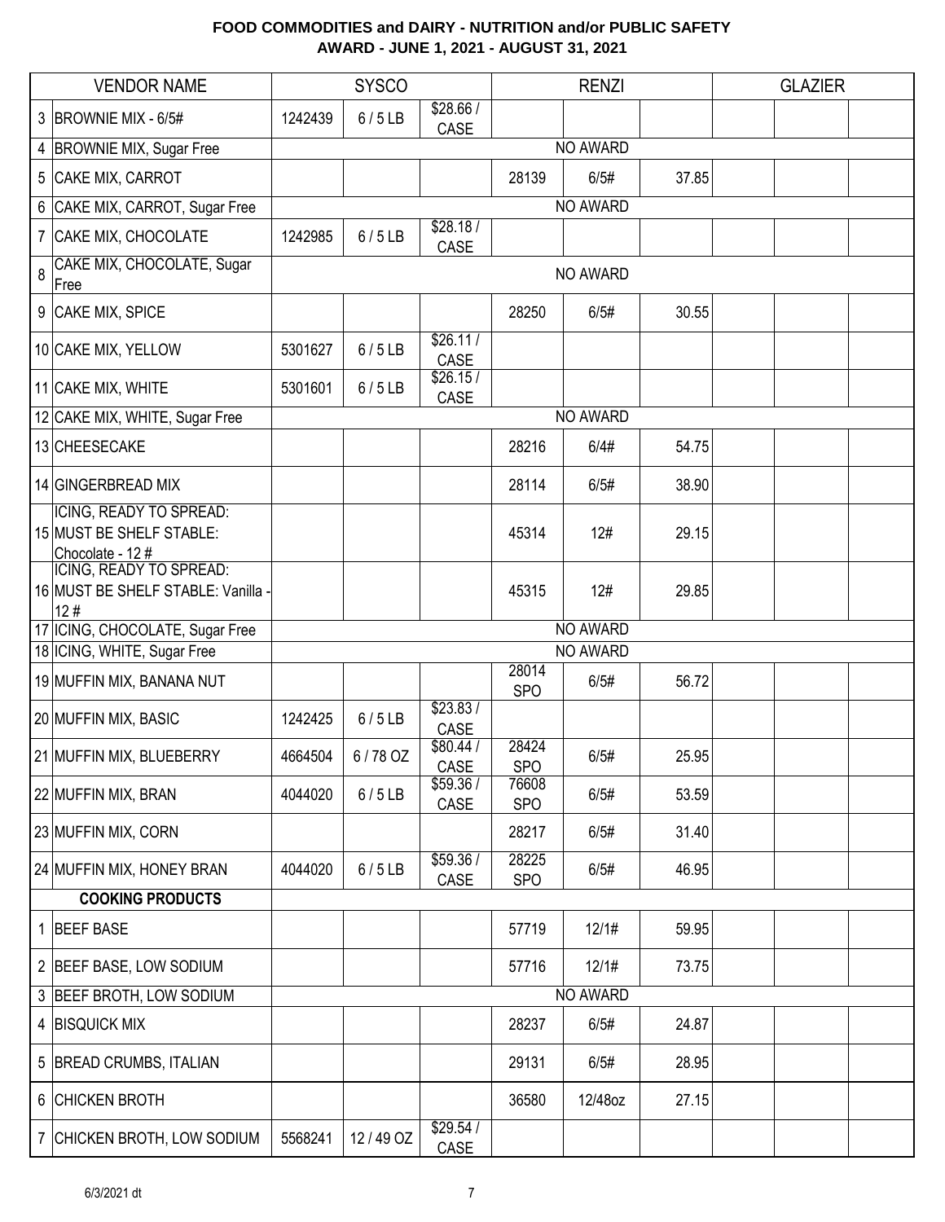# FOOD COMMODITIES and DAIRY - NUTRITION and/or PUBLIC SAFETY

## AWARD - JUNE 1, 2021 - AUGUST 31, 2021

| | VENDOR NAME | SYSCO | | | RENZI | | | GLAZIER | | |
|---|---|---|---|---|---|---|---|---|---|---|
| 3 | BROWNIE MIX - 6/5# | 1242439 | 6 / 5 LB | $28.66 / CASE | | | | | | |
| 4 | BROWNIE MIX, Sugar Free | | | | | NO AWARD | | | | |
| 5 | CAKE MIX, CARROT | | | | 28139 | 6/5# | 37.85 | | | |
| 6 | CAKE MIX, CARROT, Sugar Free | | | | | NO AWARD | | | | |
| 7 | CAKE MIX, CHOCOLATE | 1242985 | 6 / 5 LB | $28.18 / CASE | | | | | | |
| 8 | CAKE MIX, CHOCOLATE, Sugar Free | | | | | NO AWARD | | | | |
| 9 | CAKE MIX, SPICE | | | | 28250 | 6/5# | 30.55 | | | |
| 10 | CAKE MIX, YELLOW | 5301627 | 6 / 5 LB | $26.11 / CASE | | | | | | |
| 11 | CAKE MIX, WHITE | 5301601 | 6 / 5 LB | $26.15 / CASE | | | | | | |
| 12 | CAKE MIX, WHITE, Sugar Free | | | | | NO AWARD | | | | |
| 13 | CHEESECAKE | | | | 28216 | 6/4# | 54.75 | | | |
| 14 | GINGERBREAD MIX | | | | 28114 | 6/5# | 38.90 | | | |
| 15 | ICING, READY TO SPREAD: MUST BE SHELF STABLE: Chocolate - 12 # | | | | 45314 | 12# | 29.15 | | | |
| 16 | ICING, READY TO SPREAD: MUST BE SHELF STABLE: Vanilla - 12 # | | | | 45315 | 12# | 29.85 | | | |
| 17 | ICING, CHOCOLATE, Sugar Free | | | | | NO AWARD | | | | |
| 18 | ICING, WHITE, Sugar Free | | | | | NO AWARD | | | | |
| 19 | MUFFIN MIX, BANANA NUT | | | | 28014 SPO | 6/5# | 56.72 | | | |
| 20 | MUFFIN MIX, BASIC | 1242425 | 6 / 5 LB | $23.83 / CASE | | | | | | |
| 21 | MUFFIN MIX, BLUEBERRY | 4664504 | 6 / 78 OZ | $80.44 / CASE | 28424 SPO | 6/5# | 25.95 | | | |
| 22 | MUFFIN MIX, BRAN | 4044020 | 6 / 5 LB | $59.36 / CASE | 76608 SPO | 6/5# | 53.59 | | | |
| 23 | MUFFIN MIX, CORN | | | | 28217 | 6/5# | 31.40 | | | |
| 24 | MUFFIN MIX, HONEY BRAN | 4044020 | 6 / 5 LB | $59.36 / CASE | 28225 SPO | 6/5# | 46.95 | | | |
| | **COOKING PRODUCTS** | | | | | | | | | |
| 1 | BEEF BASE | | | | 57719 | 12/1# | 59.95 | | | |
| 2 | BEEF BASE, LOW SODIUM | | | | 57716 | 12/1# | 73.75 | | | |
| 3 | BEEF BROTH, LOW SODIUM | | | | | NO AWARD | | | | |
| 4 | BISQUICK MIX | | | | 28237 | 6/5# | 24.87 | | | |
| 5 | BREAD CRUMBS, ITALIAN | | | | 29131 | 6/5# | 28.95 | | | |
| 6 | CHICKEN BROTH | | | | 36580 | 12/48oz | 27.15 | | | |
| 7 | CHICKEN BROTH, LOW SODIUM | 5568241 | 12 / 49 OZ | $29.54 / CASE | | | | | | |

6/3/2021 dt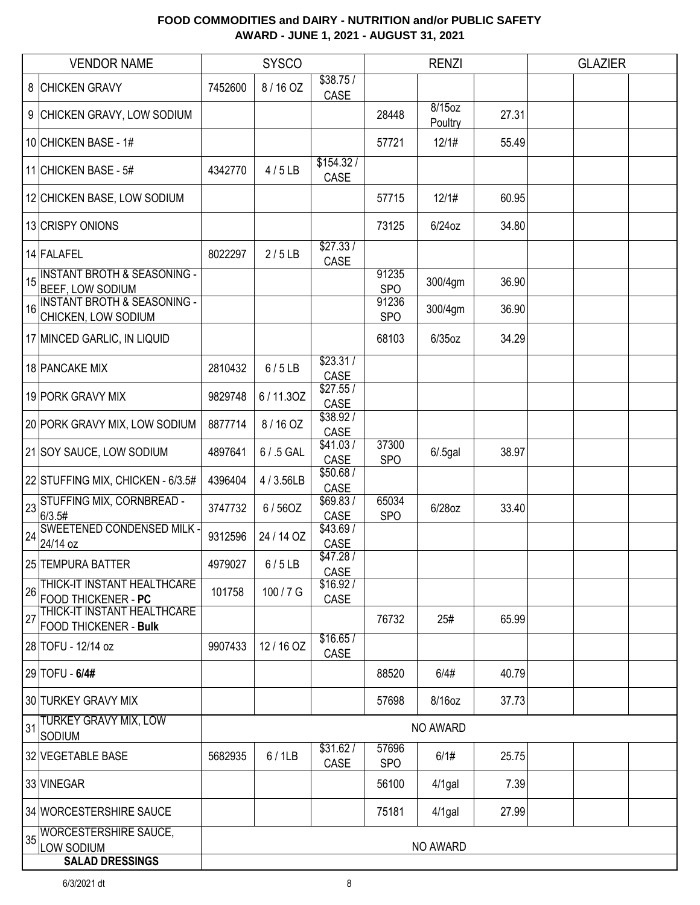## FOOD COMMODITIES and DAIRY - NUTRITION and/or PUBLIC SAFETY
## AWARD - JUNE 1, 2021 - AUGUST 31, 2021

| | VENDOR NAME | SYSCO | | | RENZI | | | GLAZIER | | |
|---|---|---|---|---|---|---|---|---|---|---|
| 8 | CHICKEN GRAVY | 7452600 | 8 / 16 OZ | $38.75 / CASE | | | | | | |
| 9 | CHICKEN GRAVY, LOW SODIUM | | | | 28448 | 8/15oz Poultry | 27.31 | | | |
| 10 | CHICKEN BASE - 1# | | | | 57721 | 12/1# | 55.49 | | | |
| 11 | CHICKEN BASE - 5# | 4342770 | 4 / 5 LB | $154.32 / CASE | | | | | | |
| 12 | CHICKEN BASE, LOW SODIUM | | | | 57715 | 12/1# | 60.95 | | | |
| 13 | CRISPY ONIONS | | | | 73125 | 6/24oz | 34.80 | | | |
| 14 | FALAFEL | 8022297 | 2 / 5 LB | $27.33 / CASE | | | | | | |
| 15 | INSTANT BROTH & SEASONING - BEEF, LOW SODIUM | | | | 91235 SPO | 300/4gm | 36.90 | | | |
| 16 | INSTANT BROTH & SEASONING - CHICKEN, LOW SODIUM | | | | 91236 SPO | 300/4gm | 36.90 | | | |
| 17 | MINCED GARLIC, IN LIQUID | | | | 68103 | 6/35oz | 34.29 | | | |
| 18 | PANCAKE MIX | 2810432 | 6 / 5 LB | $23.31 / CASE | | | | | | |
| 19 | PORK GRAVY MIX | 9829748 | 6 / 11.3OZ | $27.55 / CASE | | | | | | |
| 20 | PORK GRAVY MIX, LOW SODIUM | 8877714 | 8 / 16 OZ | $38.92 / CASE | | | | | | |
| 21 | SOY SAUCE, LOW SODIUM | 4897641 | 6 / .5 GAL | $41.03 / CASE | 37300 SPO | 6/.5gal | 38.97 | | | |
| 22 | STUFFING MIX, CHICKEN - 6/3.5# | 4396404 | 4 / 3.56LB | $50.68 / CASE | | | | | | |
| 23 | STUFFING MIX, CORNBREAD - 6/3.5# | 3747732 | 6 / 56OZ | $69.83 / CASE | 65034 SPO | 6/28oz | 33.40 | | | |
| 24 | SWEETENED CONDENSED MILK - 24/14 oz | 9312596 | 24 / 14 OZ | $43.69 / CASE | | | | | | |
| 25 | TEMPURA BATTER | 4979027 | 6 / 5 LB | $47.28 / CASE | | | | | | |
| 26 | THICK-IT INSTANT HEALTHCARE FOOD THICKENER - **PC** | 101758 | 100 / 7 G | $16.92 / CASE | | | | | | |
| 27 | THICK-IT INSTANT HEALTHCARE FOOD THICKENER - **Bulk** | | | | 76732 | 25# | 65.99 | | | |
| 28 | TOFU - 12/14 oz | 9907433 | 12 / 16 OZ | $16.65 / CASE | | | | | | |
| 29 | TOFU - **6/4#** | | | | 88520 | 6/4# | 40.79 | | | |
| 30 | TURKEY GRAVY MIX | | | | 57698 | 8/16oz | 37.73 | | | |
| 31 | TURKEY GRAVY MIX, LOW SODIUM | NO AWARD | | | | | | | | |
| 32 | VEGETABLE BASE | 5682935 | 6 / 1LB | $31.62 / CASE | 57696 SPO | 6/1# | 25.75 | | | |
| 33 | VINEGAR | | | | 56100 | 4/1gal | 7.39 | | | |
| 34 | WORCESTERSHIRE SAUCE | | | | 75181 | 4/1gal | 27.99 | | | |
| 35 | WORCESTERSHIRE SAUCE, LOW SODIUM | NO AWARD | | | | | | | | |
| | **SALAD DRESSINGS** | | | | | | | | | |

6/3/2021 dt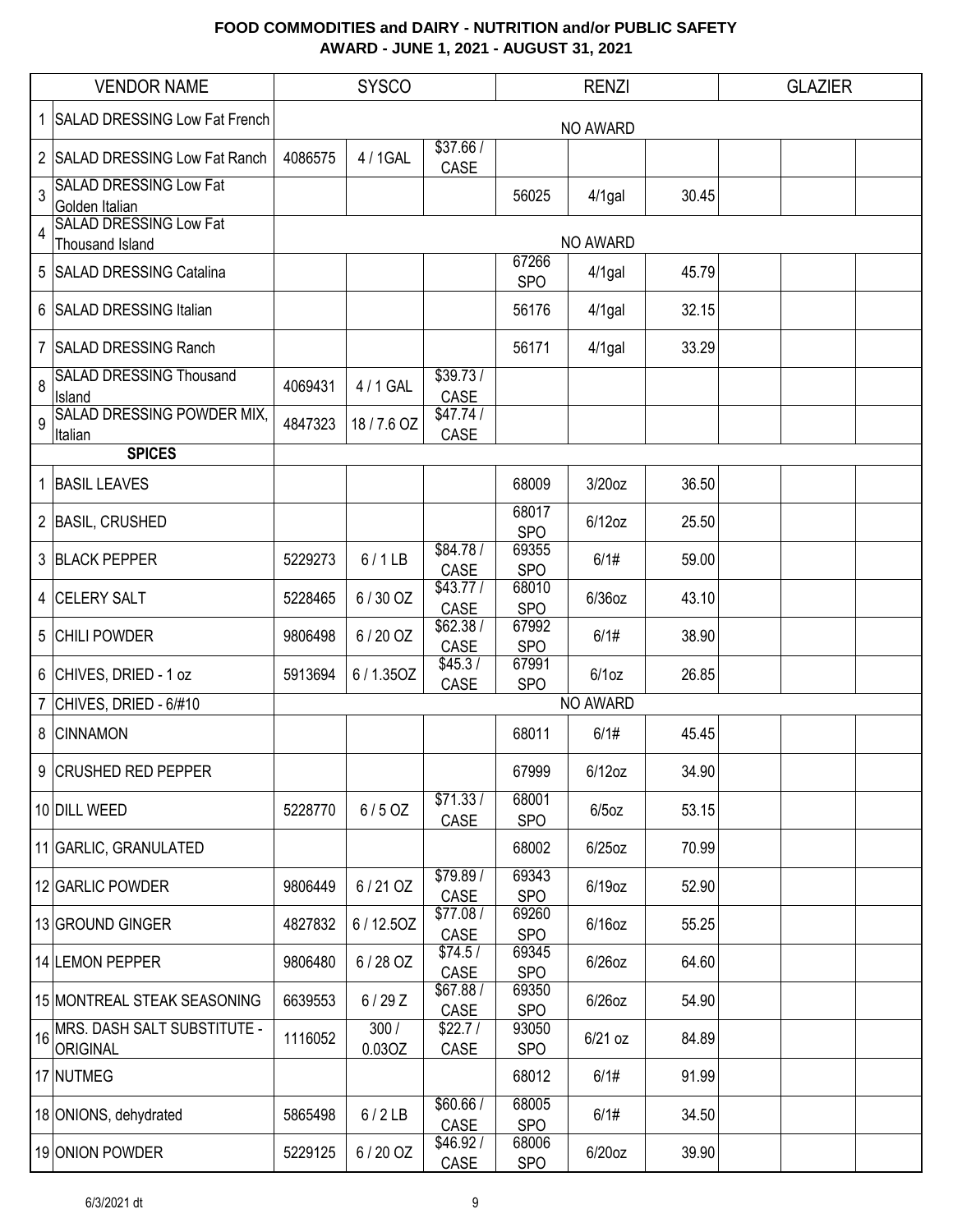**FOOD COMMODITIES and DAIRY - NUTRITION and/or PUBLIC SAFETY**
**AWARD - JUNE 1, 2021 - AUGUST 31, 2021**

| | VENDOR NAME | SYSCO | | | RENZI | | | GLAZIER | | |
|---|---|---|---|---|---|---|---|---|---|---|
| 1 | SALAD DRESSING Low Fat French | NO AWARD | | | | | | | | |
| 2 | SALAD DRESSING Low Fat Ranch | 4086575 | 4 / 1GAL | $37.66 / CASE | | | | | | |
| 3 | SALAD DRESSING Low Fat Golden Italian | | | | 56025 | 4/1gal | 30.45 | | | |
| 4 | SALAD DRESSING Low Fat Thousand Island | NO AWARD | | | | | | | | |
| 5 | SALAD DRESSING Catalina | | | | 67266 SPO | 4/1gal | 45.79 | | | |
| 6 | SALAD DRESSING Italian | | | | 56176 | 4/1gal | 32.15 | | | |
| 7 | SALAD DRESSING Ranch | | | | 56171 | 4/1gal | 33.29 | | | |
| 8 | SALAD DRESSING Thousand Island | 4069431 | 4 / 1 GAL | $39.73 / CASE | | | | | | |
| 9 | SALAD DRESSING POWDER MIX, Italian | 4847323 | 18 / 7.6 OZ | $47.74 / CASE | | | | | | |
| | **SPICES** | | | | | | | | | |
| 1 | BASIL LEAVES | | | | 68009 | 3/20oz | 36.50 | | | |
| 2 | BASIL, CRUSHED | | | | 68017 SPO | 6/12oz | 25.50 | | | |
| 3 | BLACK PEPPER | 5229273 | 6 / 1 LB | $84.78 / CASE | 69355 SPO | 6/1# | 59.00 | | | |
| 4 | CELERY SALT | 5228465 | 6 / 30 OZ | $43.77 / CASE | 68010 SPO | 6/36oz | 43.10 | | | |
| 5 | CHILI POWDER | 9806498 | 6 / 20 OZ | $62.38 / CASE | 67992 SPO | 6/1# | 38.90 | | | |
| 6 | CHIVES, DRIED - 1 oz | 5913694 | 6 / 1.35OZ | $45.3 / CASE | 67991 SPO | 6/1oz | 26.85 | | | |
| 7 | CHIVES, DRIED - 6/#10 | NO AWARD | | | | | | | | |
| 8 | CINNAMON | | | | 68011 | 6/1# | 45.45 | | | |
| 9 | CRUSHED RED PEPPER | | | | 67999 | 6/12oz | 34.90 | | | |
| 10 | DILL WEED | 5228770 | 6 / 5 OZ | $71.33 / CASE | 68001 SPO | 6/5oz | 53.15 | | | |
| 11 | GARLIC, GRANULATED | | | | 68002 | 6/25oz | 70.99 | | | |
| 12 | GARLIC POWDER | 9806449 | 6 / 21 OZ | $79.89 / CASE | 69343 SPO | 6/19oz | 52.90 | | | |
| 13 | GROUND GINGER | 4827832 | 6 / 12.5OZ | $77.08 / CASE | 69260 SPO | 6/16oz | 55.25 | | | |
| 14 | LEMON PEPPER | 9806480 | 6 / 28 OZ | $74.5 / CASE | 69345 SPO | 6/26oz | 64.60 | | | |
| 15 | MONTREAL STEAK SEASONING | 6639553 | 6 / 29 Z | $67.88 / CASE | 69350 SPO | 6/26oz | 54.90 | | | |
| 16 | MRS. DASH SALT SUBSTITUTE - ORIGINAL | 1116052 | 300 / 0.03OZ | $22.7 / CASE | 93050 SPO | 6/21 oz | 84.89 | | | |
| 17 | NUTMEG | | | | 68012 | 6/1# | 91.99 | | | |
| 18 | ONIONS, dehydrated | 5865498 | 6 / 2 LB | $60.66 / CASE | 68005 SPO | 6/1# | 34.50 | | | |
| 19 | ONION POWDER | 5229125 | 6 / 20 OZ | $46.92 / CASE | 68006 SPO | 6/20oz | 39.90 | | | |

6/3/2021 dt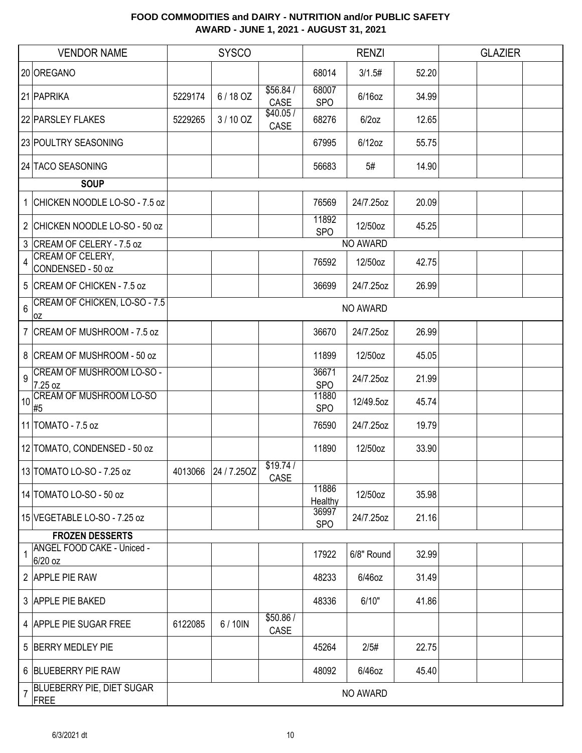# FOOD COMMODITIES and DAIRY - NUTRITION and/or PUBLIC SAFETY
## AWARD - JUNE 1, 2021 - AUGUST 31, 2021

| | VENDOR NAME | SYSCO | | | RENZI | | | GLAZIER | | |
|---|---|---|---|---|---|---|---|---|---|---|
| 20 | OREGANO | | | | 68014 | 3/1.5# | 52.20 | | | |
| 21 | PAPRIKA | 5229174 | 6 / 18 OZ | $56.84 / CASE | 68007 SPO | 6/16oz | 34.99 | | | |
| 22 | PARSLEY FLAKES | 5229265 | 3 / 10 OZ | $40.05 / CASE | 68276 | 6/2oz | 12.65 | | | |
| 23 | POULTRY SEASONING | | | | 67995 | 6/12oz | 55.75 | | | |
| 24 | TACO SEASONING | | | | 56683 | 5# | 14.90 | | | |
| | **SOUP** | | | | | | | | | |
| 1 | CHICKEN NOODLE LO-SO - 7.5 oz | | | | 76569 | 24/7.25oz | 20.09 | | | |
| 2 | CHICKEN NOODLE LO-SO - 50 oz | | | | 11892 SPO | 12/50oz | 45.25 | | | |
| 3 | CREAM OF CELERY - 7.5 oz | NO AWARD | | | | | | | | |
| 4 | CREAM OF CELERY, CONDENSED - 50 oz | | | | 76592 | 12/50oz | 42.75 | | | |
| 5 | CREAM OF CHICKEN - 7.5 oz | | | | 36699 | 24/7.25oz | 26.99 | | | |
| 6 | CREAM OF CHICKEN, LO-SO - 7.5 oz | NO AWARD | | | | | | | | |
| 7 | CREAM OF MUSHROOM - 7.5 oz | | | | 36670 | 24/7.25oz | 26.99 | | | |
| 8 | CREAM OF MUSHROOM - 50 oz | | | | 11899 | 12/50oz | 45.05 | | | |
| 9 | CREAM OF MUSHROOM LO-SO - 7.25 oz | | | | 36671 SPO | 24/7.25oz | 21.99 | | | |
| 10 | CREAM OF MUSHROOM LO-SO #5 | | | | 11880 SPO | 12/49.5oz | 45.74 | | | |
| 11 | TOMATO - 7.5 oz | | | | 76590 | 24/7.25oz | 19.79 | | | |
| 12 | TOMATO, CONDENSED - 50 oz | | | | 11890 | 12/50oz | 33.90 | | | |
| 13 | TOMATO LO-SO - 7.25 oz | 4013066 | 24 / 7.25OZ | $19.74 / CASE | | | | | | |
| 14 | TOMATO LO-SO - 50 oz | | | | 11886 Healthy | 12/50oz | 35.98 | | | |
| 15 | VEGETABLE LO-SO - 7.25 oz | | | | 36997 SPO | 24/7.25oz | 21.16 | | | |
| | **FROZEN DESSERTS** | | | | | | | | | |
| 1 | ANGEL FOOD CAKE - Uniced - 6/20 oz | | | | 17922 | 6/8" Round | 32.99 | | | |
| 2 | APPLE PIE RAW | | | | 48233 | 6/46oz | 31.49 | | | |
| 3 | APPLE PIE BAKED | | | | 48336 | 6/10" | 41.86 | | | |
| 4 | APPLE PIE SUGAR FREE | 6122085 | 6 / 10IN | $50.86 / CASE | | | | | | |
| 5 | BERRY MEDLEY PIE | | | | 45264 | 2/5# | 22.75 | | | |
| 6 | BLUEBERRY PIE RAW | | | | 48092 | 6/46oz | 45.40 | | | |
| 7 | BLUEBERRY PIE, DIET SUGAR FREE | NO AWARD | | | | | | | | |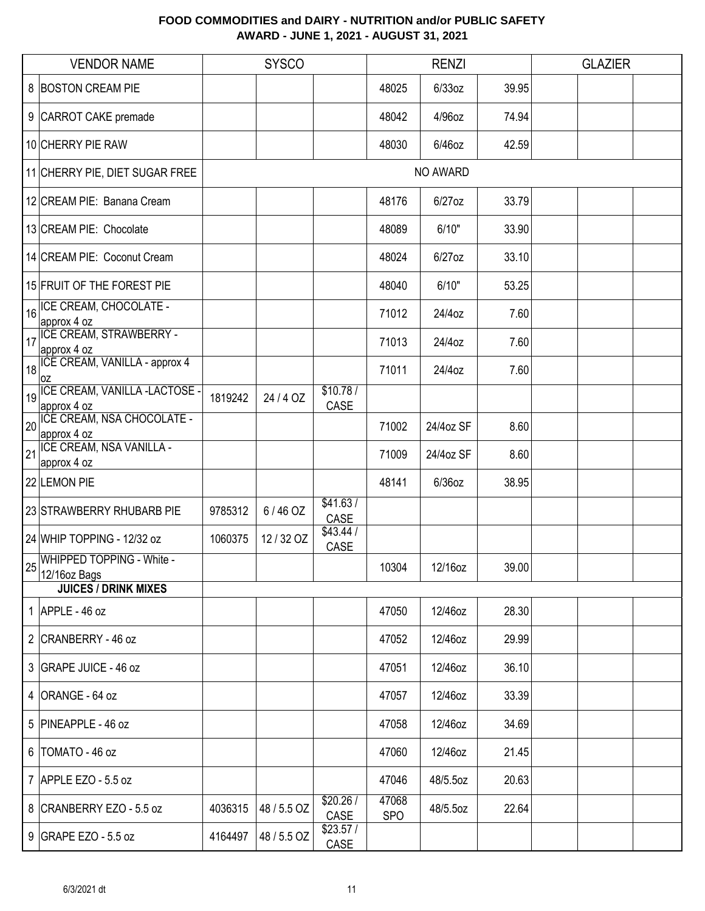# FOOD COMMODITIES and DAIRY - NUTRITION and/or PUBLIC SAFETY
## AWARD - JUNE 1, 2021 - AUGUST 31, 2021

| | VENDOR NAME | SYSCO | | | RENZI | | | GLAZIER | | |
|---|---|---|---|---|---|---|---|---|---|---|
| 8 | BOSTON CREAM PIE | | | | 48025 | 6/33oz | 39.95 | | | |
| 9 | CARROT CAKE premade | | | | 48042 | 4/96oz | 74.94 | | | |
| 10 | CHERRY PIE RAW | | | | 48030 | 6/46oz | 42.59 | | | |
| 11 | CHERRY PIE, DIET SUGAR FREE | NO AWARD | | | | | | | | |
| 12 | CREAM PIE: Banana Cream | | | | 48176 | 6/27oz | 33.79 | | | |
| 13 | CREAM PIE: Chocolate | | | | 48089 | 6/10" | 33.90 | | | |
| 14 | CREAM PIE: Coconut Cream | | | | 48024 | 6/27oz | 33.10 | | | |
| 15 | FRUIT OF THE FOREST PIE | | | | 48040 | 6/10" | 53.25 | | | |
| 16 | ICE CREAM, CHOCOLATE - approx 4 oz | | | | 71012 | 24/4oz | 7.60 | | | |
| 17 | ICE CREAM, STRAWBERRY - approx 4 oz | | | | 71013 | 24/4oz | 7.60 | | | |
| 18 | ICE CREAM, VANILLA - approx 4 oz | | | | 71011 | 24/4oz | 7.60 | | | |
| 19 | ICE CREAM, VANILLA -LACTOSE - approx 4 oz | 1819242 | 24 / 4 OZ | $10.78 / CASE | | | | | | |
| 20 | ICE CREAM, NSA CHOCOLATE - approx 4 oz | | | | 71002 | 24/4oz SF | 8.60 | | | |
| 21 | ICE CREAM, NSA VANILLA - approx 4 oz | | | | 71009 | 24/4oz SF | 8.60 | | | |
| 22 | LEMON PIE | | | | 48141 | 6/36oz | 38.95 | | | |
| 23 | STRAWBERRY RHUBARB PIE | 9785312 | 6 / 46 OZ | $41.63 / CASE | | | | | | |
| 24 | WHIP TOPPING - 12/32 oz | 1060375 | 12 / 32 OZ | $43.44 / CASE | | | | | | |
| 25 | WHIPPED TOPPING - White - 12/16oz Bags | | | | 10304 | 12/16oz | 39.00 | | | |
| | **JUICES / DRINK MIXES** | | | | | | | | | |
| 1 | APPLE - 46 oz | | | | 47050 | 12/46oz | 28.30 | | | |
| 2 | CRANBERRY - 46 oz | | | | 47052 | 12/46oz | 29.99 | | | |
| 3 | GRAPE JUICE - 46 oz | | | | 47051 | 12/46oz | 36.10 | | | |
| 4 | ORANGE - 64 oz | | | | 47057 | 12/46oz | 33.39 | | | |
| 5 | PINEAPPLE - 46 oz | | | | 47058 | 12/46oz | 34.69 | | | |
| 6 | TOMATO - 46 oz | | | | 47060 | 12/46oz | 21.45 | | | |
| 7 | APPLE EZO - 5.5 oz | | | | 47046 | 48/5.5oz | 20.63 | | | |
| 8 | CRANBERRY EZO - 5.5 oz | 4036315 | 48 / 5.5 OZ | $20.26 / CASE | 47068 SPO | 48/5.5oz | 22.64 | | | |
| 9 | GRAPE EZO - 5.5 oz | 4164497 | 48 / 5.5 OZ | $23.57 / CASE | | | | | | |

6/3/2021 dt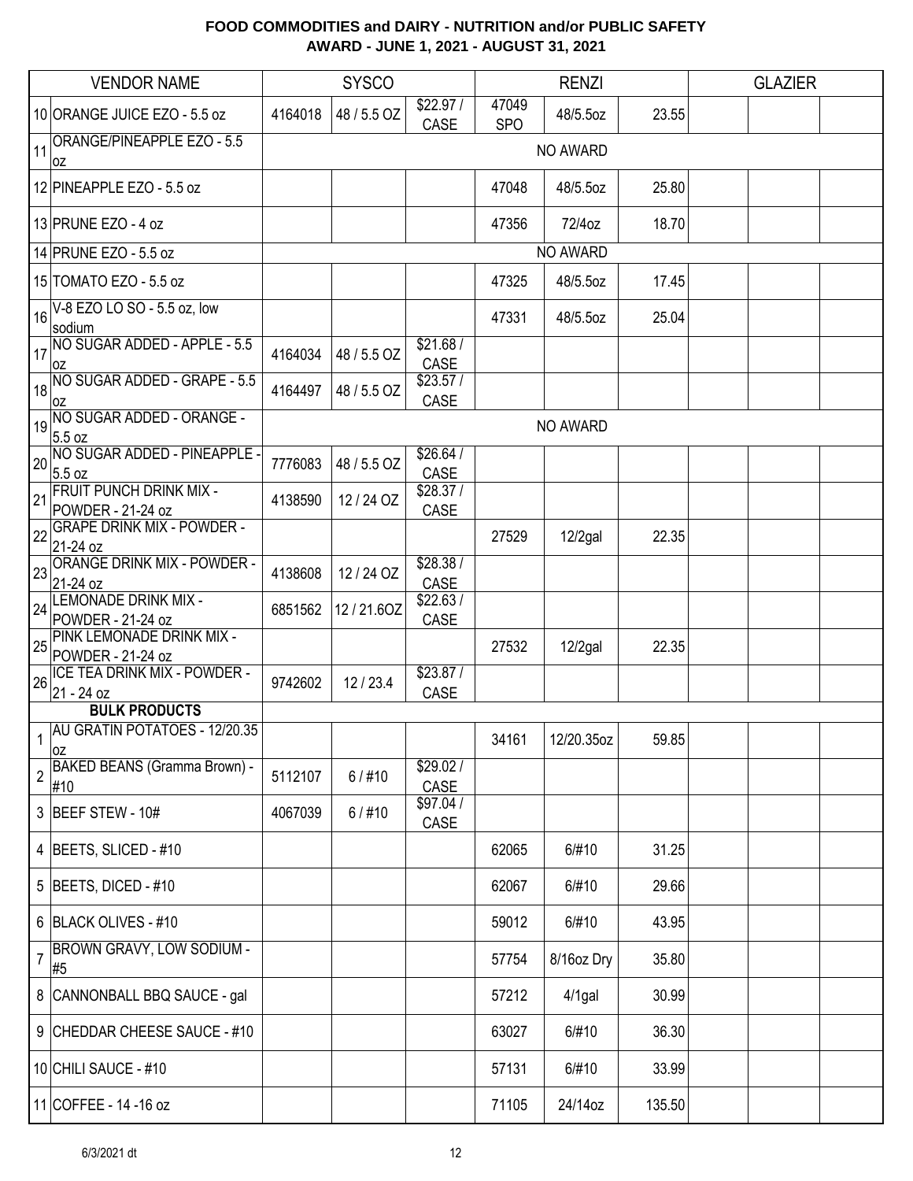# FOOD COMMODITIES and DAIRY - NUTRITION and/or PUBLIC SAFETY
## AWARD - JUNE 1, 2021 - AUGUST 31, 2021

| | VENDOR NAME | SYSCO | | | RENZI | | | GLAZIER | | |
|---|---|---|---|---|---|---|---|---|---|---|
| 10 | ORANGE JUICE EZO - 5.5 oz | 4164018 | 48 / 5.5 OZ | $22.97 / CASE | 47049 SPO | 48/5.5oz | 23.55 | | | |
| 11 | ORANGE/PINEAPPLE EZO - 5.5 oz | | | | NO AWARD | | | | | |
| 12 | PINEAPPLE EZO - 5.5 oz | | | | 47048 | 48/5.5oz | 25.80 | | | |
| 13 | PRUNE EZO - 4 oz | | | | 47356 | 72/4oz | 18.70 | | | |
| 14 | PRUNE EZO - 5.5 oz | | | | NO AWARD | | | | | |
| 15 | TOMATO EZO - 5.5 oz | | | | 47325 | 48/5.5oz | 17.45 | | | |
| 16 | V-8 EZO LO SO - 5.5 oz, low sodium | | | | 47331 | 48/5.5oz | 25.04 | | | |
| 17 | NO SUGAR ADDED - APPLE - 5.5 oz | 4164034 | 48 / 5.5 OZ | $21.68 / CASE | | | | | | |
| 18 | NO SUGAR ADDED - GRAPE - 5.5 oz | 4164497 | 48 / 5.5 OZ | $23.57 / CASE | | | | | | |
| 19 | NO SUGAR ADDED - ORANGE - 5.5 oz | | | | NO AWARD | | | | | |
| 20 | NO SUGAR ADDED - PINEAPPLE - 5.5 oz | 7776083 | 48 / 5.5 OZ | $26.64 / CASE | | | | | | |
| 21 | FRUIT PUNCH DRINK MIX - POWDER - 21-24 oz | 4138590 | 12 / 24 OZ | $28.37 / CASE | | | | | | |
| 22 | GRAPE DRINK MIX - POWDER - 21-24 oz | | | | 27529 | 12/2gal | 22.35 | | | |
| 23 | ORANGE DRINK MIX - POWDER - 21-24 oz | 4138608 | 12 / 24 OZ | $28.38 / CASE | | | | | | |
| 24 | LEMONADE DRINK MIX - POWDER - 21-24 oz | 6851562 | 12 / 21.6OZ | $22.63 / CASE | | | | | | |
| 25 | PINK LEMONADE DRINK MIX - POWDER - 21-24 oz | | | | 27532 | 12/2gal | 22.35 | | | |
| 26 | ICE TEA DRINK MIX - POWDER - 21 - 24 oz | 9742602 | 12 / 23.4 | $23.87 / CASE | | | | | | |
| | **BULK PRODUCTS** | | | | | | | | | |
| 1 | AU GRATIN POTATOES - 12/20.35 oz | | | | 34161 | 12/20.35oz | 59.85 | | | |
| 2 | BAKED BEANS (Gramma Brown) - #10 | 5112107 | 6 / #10 | $29.02 / CASE | | | | | | |
| 3 | BEEF STEW - 10# | 4067039 | 6 / #10 | $97.04 / CASE | | | | | | |
| 4 | BEETS, SLICED - #10 | | | | 62065 | 6/#10 | 31.25 | | | |
| 5 | BEETS, DICED - #10 | | | | 62067 | 6/#10 | 29.66 | | | |
| 6 | BLACK OLIVES - #10 | | | | 59012 | 6/#10 | 43.95 | | | |
| 7 | BROWN GRAVY, LOW SODIUM - #5 | | | | 57754 | 8/16oz Dry | 35.80 | | | |
| 8 | CANNONBALL BBQ SAUCE - gal | | | | 57212 | 4/1gal | 30.99 | | | |
| 9 | CHEDDAR CHEESE SAUCE - #10 | | | | 63027 | 6/#10 | 36.30 | | | |
| 10 | CHILI SAUCE - #10 | | | | 57131 | 6/#10 | 33.99 | | | |
| 11 | COFFEE - 14 -16 oz | | | | 71105 | 24/14oz | 135.50 | | | |

6/3/2021 dt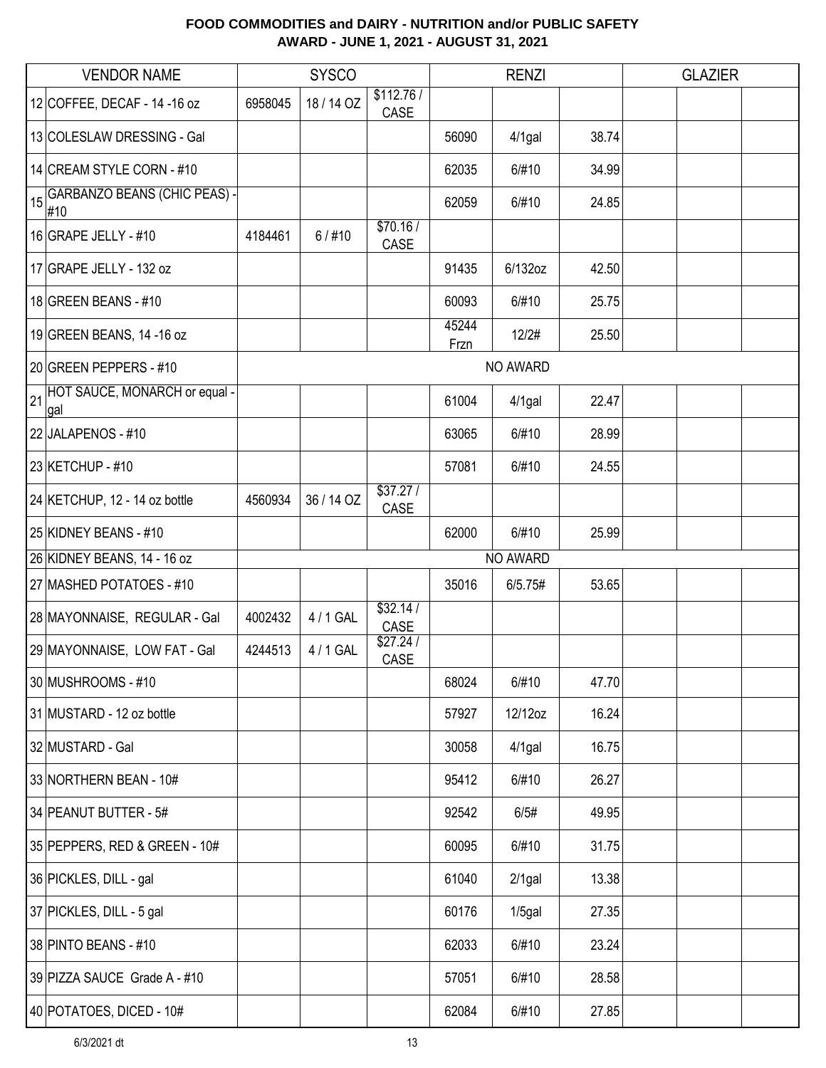**FOOD COMMODITIES and DAIRY - NUTRITION and/or PUBLIC SAFETY**
**AWARD - JUNE 1, 2021 - AUGUST 31, 2021**

| | VENDOR NAME | SYSCO | | | RENZI | | | GLAZIER | | |
|---|---|---|---|---|---|---|---|---|---|---|
| 12 | COFFEE, DECAF - 14 -16 oz | 6958045 | 18 / 14 OZ | $112.76 / CASE | | | | | | |
| 13 | COLESLAW DRESSING - Gal | | | | 56090 | 4/1gal | 38.74 | | | |
| 14 | CREAM STYLE CORN - #10 | | | | 62035 | 6/#10 | 34.99 | | | |
| 15 | GARBANZO BEANS (CHIC PEAS) - #10 | | | | 62059 | 6/#10 | 24.85 | | | |
| 16 | GRAPE JELLY - #10 | 4184461 | 6 / #10 | $70.16 / CASE | | | | | | |
| 17 | GRAPE JELLY - 132 oz | | | | 91435 | 6/132oz | 42.50 | | | |
| 18 | GREEN BEANS - #10 | | | | 60093 | 6/#10 | 25.75 | | | |
| 19 | GREEN BEANS, 14 -16 oz | | | | 45244 Frzn | 12/2# | 25.50 | | | |
| 20 | GREEN PEPPERS - #10 | NO AWARD | | | | | | | | |
| 21 | HOT SAUCE, MONARCH or equal - gal | | | | 61004 | 4/1gal | 22.47 | | | |
| 22 | JALAPENOS - #10 | | | | 63065 | 6/#10 | 28.99 | | | |
| 23 | KETCHUP - #10 | | | | 57081 | 6/#10 | 24.55 | | | |
| 24 | KETCHUP, 12 - 14 oz bottle | 4560934 | 36 / 14 OZ | $37.27 / CASE | | | | | | |
| 25 | KIDNEY BEANS - #10 | | | | 62000 | 6/#10 | 25.99 | | | |
| 26 | KIDNEY BEANS, 14 - 16 oz | NO AWARD | | | | | | | | |
| 27 | MASHED POTATOES - #10 | | | | 35016 | 6/5.75# | 53.65 | | | |
| 28 | MAYONNAISE, REGULAR - Gal | 4002432 | 4 / 1 GAL | $32.14 / CASE | | | | | | |
| 29 | MAYONNAISE, LOW FAT - Gal | 4244513 | 4 / 1 GAL | $27.24 / CASE | | | | | | |
| 30 | MUSHROOMS - #10 | | | | 68024 | 6/#10 | 47.70 | | | |
| 31 | MUSTARD - 12 oz bottle | | | | 57927 | 12/12oz | 16.24 | | | |
| 32 | MUSTARD - Gal | | | | 30058 | 4/1gal | 16.75 | | | |
| 33 | NORTHERN BEAN - 10# | | | | 95412 | 6/#10 | 26.27 | | | |
| 34 | PEANUT BUTTER - 5# | | | | 92542 | 6/5# | 49.95 | | | |
| 35 | PEPPERS, RED & GREEN - 10# | | | | 60095 | 6/#10 | 31.75 | | | |
| 36 | PICKLES, DILL - gal | | | | 61040 | 2/1gal | 13.38 | | | |
| 37 | PICKLES, DILL - 5 gal | | | | 60176 | 1/5gal | 27.35 | | | |
| 38 | PINTO BEANS - #10 | | | | 62033 | 6/#10 | 23.24 | | | |
| 39 | PIZZA SAUCE Grade A - #10 | | | | 57051 | 6/#10 | 28.58 | | | |
| 40 | POTATOES, DICED - 10# | | | | 62084 | 6/#10 | 27.85 | | | |

6/3/2021 dt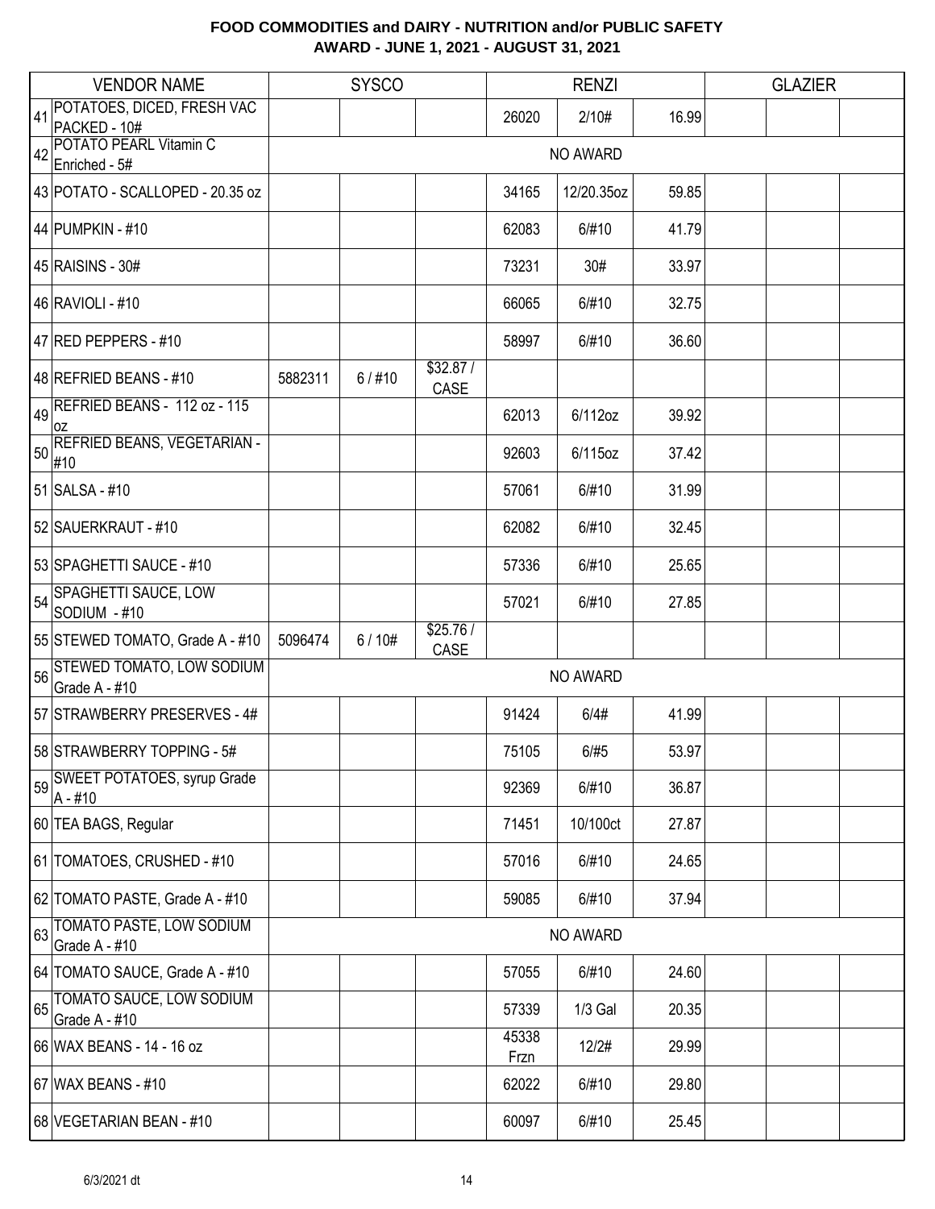# FOOD COMMODITIES and DAIRY - NUTRITION and/or PUBLIC SAFETY
## AWARD - JUNE 1, 2021 - AUGUST 31, 2021

| | VENDOR NAME | SYSCO | | | RENZI | | | GLAZIER | | |
|---|---|---|---|---|---|---|---|---|---|---|
| 41 | POTATOES, DICED, FRESH VAC PACKED - 10# | | | | 26020 | 2/10# | 16.99 | | | |
| 42 | POTATO PEARL Vitamin C Enriched - 5# | NO AWARD | | | | | | | | |
| 43 | POTATO - SCALLOPED - 20.35 oz | | | | 34165 | 12/20.35oz | 59.85 | | | |
| 44 | PUMPKIN - #10 | | | | 62083 | 6/#10 | 41.79 | | | |
| 45 | RAISINS - 30# | | | | 73231 | 30# | 33.97 | | | |
| 46 | RAVIOLI - #10 | | | | 66065 | 6/#10 | 32.75 | | | |
| 47 | RED PEPPERS - #10 | | | | 58997 | 6/#10 | 36.60 | | | |
| 48 | REFRIED BEANS - #10 | 5882311 | 6 / #10 | $32.87 / CASE | | | | | | |
| 49 | REFRIED BEANS - 112 oz - 115 oz | | | | 62013 | 6/112oz | 39.92 | | | |
| 50 | REFRIED BEANS, VEGETARIAN - #10 | | | | 92603 | 6/115oz | 37.42 | | | |
| 51 | SALSA - #10 | | | | 57061 | 6/#10 | 31.99 | | | |
| 52 | SAUERKRAUT - #10 | | | | 62082 | 6/#10 | 32.45 | | | |
| 53 | SPAGHETTI SAUCE - #10 | | | | 57336 | 6/#10 | 25.65 | | | |
| 54 | SPAGHETTI SAUCE, LOW SODIUM - #10 | | | | 57021 | 6/#10 | 27.85 | | | |
| 55 | STEWED TOMATO, Grade A - #10 | 5096474 | 6 / 10# | $25.76 / CASE | | | | | | |
| 56 | STEWED TOMATO, LOW SODIUM Grade A - #10 | NO AWARD | | | | | | | | |
| 57 | STRAWBERRY PRESERVES - 4# | | | | 91424 | 6/4# | 41.99 | | | |
| 58 | STRAWBERRY TOPPING - 5# | | | | 75105 | 6/#5 | 53.97 | | | |
| 59 | SWEET POTATOES, syrup Grade A - #10 | | | | 92369 | 6/#10 | 36.87 | | | |
| 60 | TEA BAGS, Regular | | | | 71451 | 10/100ct | 27.87 | | | |
| 61 | TOMATOES, CRUSHED - #10 | | | | 57016 | 6/#10 | 24.65 | | | |
| 62 | TOMATO PASTE, Grade A - #10 | | | | 59085 | 6/#10 | 37.94 | | | |
| 63 | TOMATO PASTE, LOW SODIUM Grade A - #10 | NO AWARD | | | | | | | | |
| 64 | TOMATO SAUCE, Grade A - #10 | | | | 57055 | 6/#10 | 24.60 | | | |
| 65 | TOMATO SAUCE, LOW SODIUM Grade A - #10 | | | | 57339 | 1/3 Gal | 20.35 | | | |
| 66 | WAX BEANS - 14 - 16 oz | | | | 45338 Frzn | 12/2# | 29.99 | | | |
| 67 | WAX BEANS - #10 | | | | 62022 | 6/#10 | 29.80 | | | |
| 68 | VEGETARIAN BEAN - #10 | | | | 60097 | 6/#10 | 25.45 | | | |

6/3/2021 dt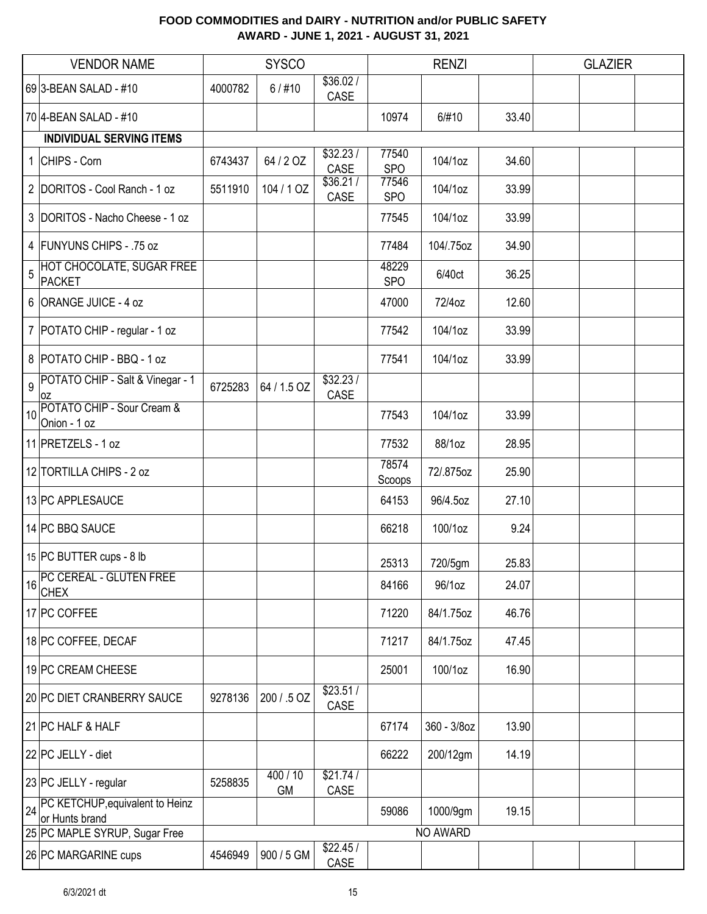**FOOD COMMODITIES and DAIRY - NUTRITION and/or PUBLIC SAFETY**
**AWARD - JUNE 1, 2021 - AUGUST 31, 2021**

| | VENDOR NAME | SYSCO | | | RENZI | | | GLAZIER | | |
|---|---|---|---|---|---|---|---|---|---|---|
| 69 | 3-BEAN SALAD - #10 | 4000782 | 6 / #10 | \$36.02 / CASE | | | | | | |
| 70 | 4-BEAN SALAD - #10 | | | | 10974 | 6/#10 | 33.40 | | | |
| | **INDIVIDUAL SERVING ITEMS** | | | | | | | | | |
| 1 | CHIPS - Corn | 6743437 | 64 / 2 OZ | \$32.23 / CASE | 77540 SPO | 104/1oz | 34.60 | | | |
| 2 | DORITOS - Cool Ranch - 1 oz | 5511910 | 104 / 1 OZ | \$36.21 / CASE | 77546 SPO | 104/1oz | 33.99 | | | |
| 3 | DORITOS - Nacho Cheese - 1 oz | | | | 77545 | 104/1oz | 33.99 | | | |
| 4 | FUNYUNS CHIPS - .75 oz | | | | 77484 | 104/.75oz | 34.90 | | | |
| 5 | HOT CHOCOLATE, SUGAR FREE PACKET | | | | 48229 SPO | 6/40ct | 36.25 | | | |
| 6 | ORANGE JUICE - 4 oz | | | | 47000 | 72/4oz | 12.60 | | | |
| 7 | POTATO CHIP - regular - 1 oz | | | | 77542 | 104/1oz | 33.99 | | | |
| 8 | POTATO CHIP - BBQ - 1 oz | | | | 77541 | 104/1oz | 33.99 | | | |
| 9 | POTATO CHIP - Salt & Vinegar - 1 oz | 6725283 | 64 / 1.5 OZ | \$32.23 / CASE | | | | | | |
| 10 | POTATO CHIP - Sour Cream & Onion - 1 oz | | | | 77543 | 104/1oz | 33.99 | | | |
| 11 | PRETZELS - 1 oz | | | | 77532 | 88/1oz | 28.95 | | | |
| 12 | TORTILLA CHIPS - 2 oz | | | | 78574 Scoops | 72/.875oz | 25.90 | | | |
| 13 | PC APPLESAUCE | | | | 64153 | 96/4.5oz | 27.10 | | | |
| 14 | PC BBQ SAUCE | | | | 66218 | 100/1oz | 9.24 | | | |
| 15 | PC BUTTER cups - 8 lb | | | | 25313 | 720/5gm | 25.83 | | | |
| 16 | PC CEREAL - GLUTEN FREE CHEX | | | | 84166 | 96/1oz | 24.07 | | | |
| 17 | PC COFFEE | | | | 71220 | 84/1.75oz | 46.76 | | | |
| 18 | PC COFFEE, DECAF | | | | 71217 | 84/1.75oz | 47.45 | | | |
| 19 | PC CREAM CHEESE | | | | 25001 | 100/1oz | 16.90 | | | |
| 20 | PC DIET CRANBERRY SAUCE | 9278136 | 200 / .5 OZ | \$23.51 / CASE | | | | | | |
| 21 | PC HALF & HALF | | | | 67174 | 360 - 3/8oz | 13.90 | | | |
| 22 | PC JELLY - diet | | | | 66222 | 200/12gm | 14.19 | | | |
| 23 | PC JELLY - regular | 5258835 | 400 / 10 GM | \$21.74 / CASE | | | | | | |
| 24 | PC KETCHUP,equivalent to Heinz or Hunts brand | | | | 59086 | 1000/9gm | 19.15 | | | |
| 25 | PC MAPLE SYRUP, Sugar Free | NO AWARD | | | | | | | | |
| 26 | PC MARGARINE cups | 4546949 | 900 / 5 GM | \$22.45 / CASE | | | | | | |

6/3/2021 dt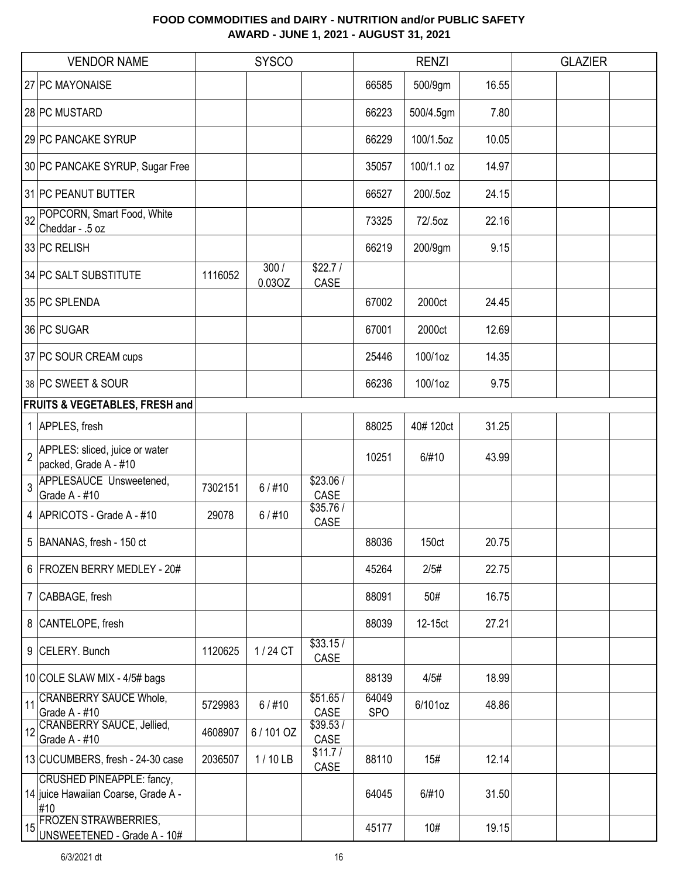# FOOD COMMODITIES and DAIRY - NUTRITION and/or PUBLIC SAFETY
## AWARD - JUNE 1, 2021 - AUGUST 31, 2021

| | VENDOR NAME | SYSCO | | | RENZI | | | GLAZIER | | |
|---|---|---|---|---|---|---|---|---|---|---|
| 27 | PC MAYONAISE | | | | 66585 | 500/9gm | 16.55 | | | |
| 28 | PC MUSTARD | | | | 66223 | 500/4.5gm | 7.80 | | | |
| 29 | PC PANCAKE SYRUP | | | | 66229 | 100/1.5oz | 10.05 | | | |
| 30 | PC PANCAKE SYRUP, Sugar Free | | | | 35057 | 100/1.1 oz | 14.97 | | | |
| 31 | PC PEANUT BUTTER | | | | 66527 | 200/.5oz | 24.15 | | | |
| 32 | POPCORN, Smart Food, White Cheddar - .5 oz | | | | 73325 | 72/.5oz | 22.16 | | | |
| 33 | PC RELISH | | | | 66219 | 200/9gm | 9.15 | | | |
| 34 | PC SALT SUBSTITUTE | 1116052 | 300 / 0.03OZ | $22.7 / CASE | | | | | | |
| 35 | PC SPLENDA | | | | 67002 | 2000ct | 24.45 | | | |
| 36 | PC SUGAR | | | | 67001 | 2000ct | 12.69 | | | |
| 37 | PC SOUR CREAM cups | | | | 25446 | 100/1oz | 14.35 | | | |
| 38 | PC SWEET & SOUR | | | | 66236 | 100/1oz | 9.75 | | | |
| | **FRUITS & VEGETABLES, FRESH and** | | | | | | | | | |
| 1 | APPLES, fresh | | | | 88025 | 40# 120ct | 31.25 | | | |
| 2 | APPLES: sliced, juice or water packed, Grade A - #10 | | | | 10251 | 6/#10 | 43.99 | | | |
| 3 | APPLESAUCE Unsweetened, Grade A - #10 | 7302151 | 6 / #10 | $23.06 / CASE | | | | | | |
| 4 | APRICOTS - Grade A - #10 | 29078 | 6 / #10 | $35.76 / CASE | | | | | | |
| 5 | BANANAS, fresh - 150 ct | | | | 88036 | 150ct | 20.75 | | | |
| 6 | FROZEN BERRY MEDLEY - 20# | | | | 45264 | 2/5# | 22.75 | | | |
| 7 | CABBAGE, fresh | | | | 88091 | 50# | 16.75 | | | |
| 8 | CANTELOPE, fresh | | | | 88039 | 12-15ct | 27.21 | | | |
| 9 | CELERY. Bunch | 1120625 | 1 / 24 CT | $33.15 / CASE | | | | | | |
| 10 | COLE SLAW MIX - 4/5# bags | | | | 88139 | 4/5# | 18.99 | | | |
| 11 | CRANBERRY SAUCE Whole, Grade A - #10 | 5729983 | 6 / #10 | $51.65 / CASE | 64049 SPO | 6/101oz | 48.86 | | | |
| 12 | CRANBERRY SAUCE, Jellied, Grade A - #10 | 4608907 | 6 / 101 OZ | $39.53 / CASE | | | | | | |
| 13 | CUCUMBERS, fresh - 24-30 case | 2036507 | 1 / 10 LB | $11.7 / CASE | 88110 | 15# | 12.14 | | | |
| 14 | CRUSHED PINEAPPLE: fancy, juice Hawaiian Coarse, Grade A - #10 | | | | 64045 | 6/#10 | 31.50 | | | |
| 15 | FROZEN STRAWBERRIES, UNSWEETENED - Grade A - 10# | | | | 45177 | 10# | 19.15 | | | |

6/3/2021 dt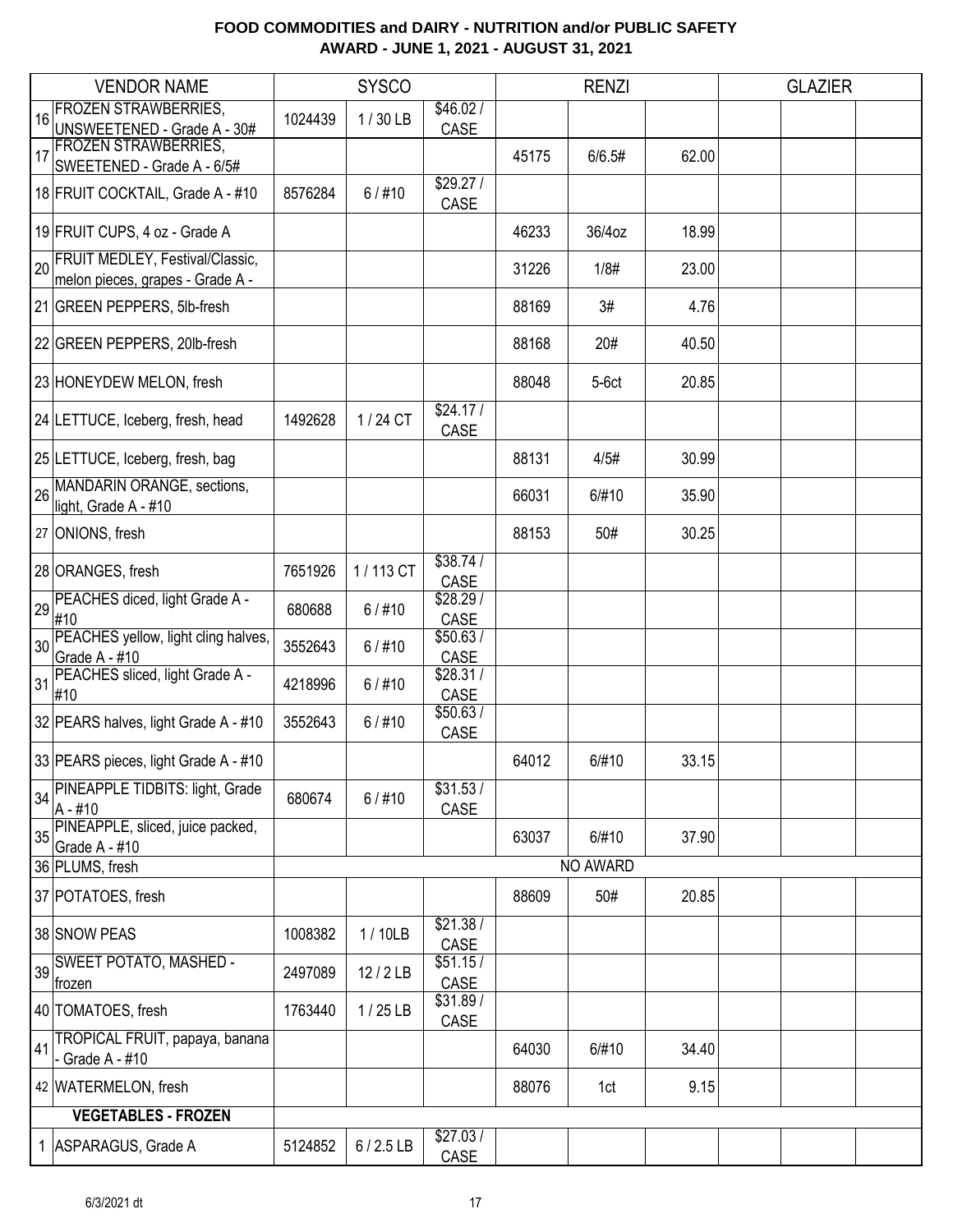# FOOD COMMODITIES and DAIRY - NUTRITION and/or PUBLIC SAFETY
## AWARD - JUNE 1, 2021 - AUGUST 31, 2021

| | VENDOR NAME | SYSCO | | | RENZI | | | GLAZIER | | |
|---|---|---|---|---|---|---|---|---|---|---|
| 16 | FROZEN STRAWBERRIES, UNSWEETENED - Grade A - 30# | 1024439 | 1 / 30 LB | $46.02 / CASE | | | | | | |
| 17 | FROZEN STRAWBERRIES, SWEETENED - Grade A - 6/5# | | | | 45175 | 6/6.5# | 62.00 | | | |
| 18 | FRUIT COCKTAIL, Grade A - #10 | 8576284 | 6 / #10 | $29.27 / CASE | | | | | | |
| 19 | FRUIT CUPS, 4 oz - Grade A | | | | 46233 | 36/4oz | 18.99 | | | |
| 20 | FRUIT MEDLEY, Festival/Classic, melon pieces, grapes - Grade A - | | | | 31226 | 1/8# | 23.00 | | | |
| 21 | GREEN PEPPERS, 5lb-fresh | | | | 88169 | 3# | 4.76 | | | |
| 22 | GREEN PEPPERS, 20lb-fresh | | | | 88168 | 20# | 40.50 | | | |
| 23 | HONEYDEW MELON, fresh | | | | 88048 | 5-6ct | 20.85 | | | |
| 24 | LETTUCE, Iceberg, fresh, head | 1492628 | 1 / 24 CT | $24.17 / CASE | | | | | | |
| 25 | LETTUCE, Iceberg, fresh, bag | | | | 88131 | 4/5# | 30.99 | | | |
| 26 | MANDARIN ORANGE, sections, light, Grade A - #10 | | | | 66031 | 6/#10 | 35.90 | | | |
| 27 | ONIONS, fresh | | | | 88153 | 50# | 30.25 | | | |
| 28 | ORANGES, fresh | 7651926 | 1 / 113 CT | $38.74 / CASE | | | | | | |
| 29 | PEACHES diced, light Grade A - #10 | 680688 | 6 / #10 | $28.29 / CASE | | | | | | |
| 30 | PEACHES yellow, light cling halves, Grade A - #10 | 3552643 | 6 / #10 | $50.63 / CASE | | | | | | |
| 31 | PEACHES sliced, light Grade A - #10 | 4218996 | 6 / #10 | $28.31 / CASE | | | | | | |
| 32 | PEARS halves, light Grade A - #10 | 3552643 | 6 / #10 | $50.63 / CASE | | | | | | |
| 33 | PEARS pieces, light Grade A - #10 | | | | 64012 | 6/#10 | 33.15 | | | |
| 34 | PINEAPPLE TIDBITS: light, Grade A - #10 | 680674 | 6 / #10 | $31.53 / CASE | | | | | | |
| 35 | PINEAPPLE, sliced, juice packed, Grade A - #10 | | | | 63037 | 6/#10 | 37.90 | | | |
| 36 | PLUMS, fresh | NO AWARD | | | | | | | | |
| 37 | POTATOES, fresh | | | | 88609 | 50# | 20.85 | | | |
| 38 | SNOW PEAS | 1008382 | 1 / 10LB | $21.38 / CASE | | | | | | |
| 39 | SWEET POTATO, MASHED - frozen | 2497089 | 12 / 2 LB | $51.15 / CASE | | | | | | |
| 40 | TOMATOES, fresh | 1763440 | 1 / 25 LB | $31.89 / CASE | | | | | | |
| 41 | TROPICAL FRUIT, papaya, banana - Grade A - #10 | | | | 64030 | 6/#10 | 34.40 | | | |
| 42 | WATERMELON, fresh | | | | 88076 | 1ct | 9.15 | | | |
| | **VEGETABLES - FROZEN** | | | | | | | | | |
| 1 | ASPARAGUS, Grade A | 5124852 | 6 / 2.5 LB | $27.03 / CASE | | | | | | |

6/3/2021 dt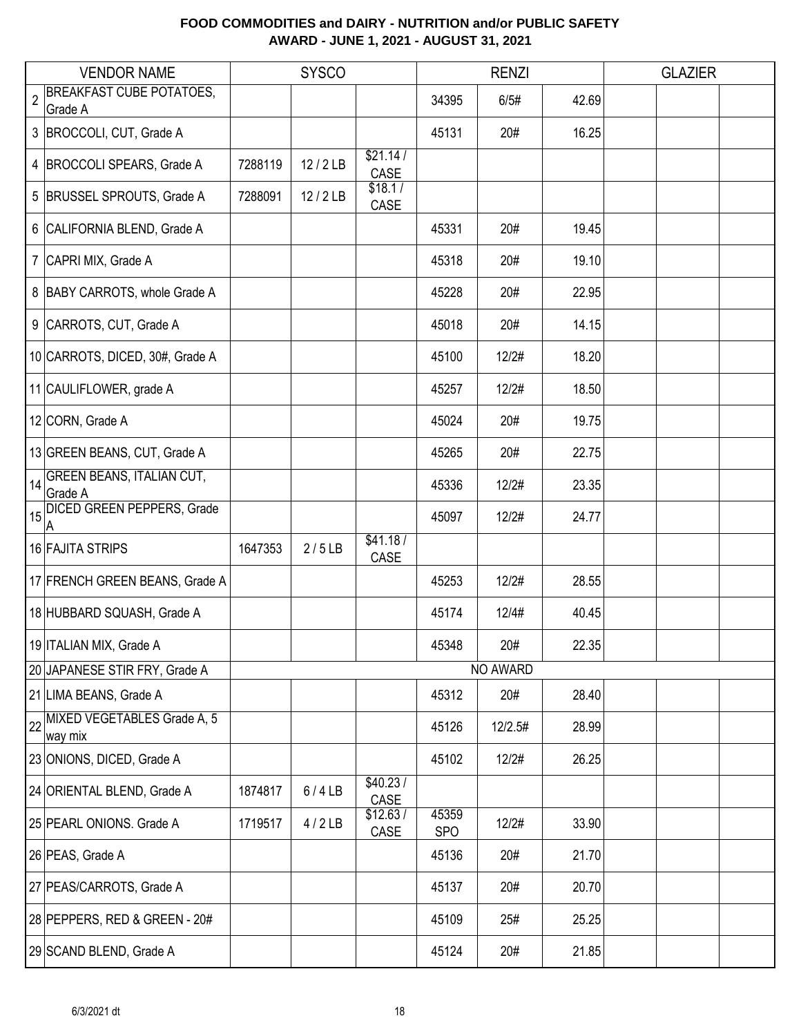**FOOD COMMODITIES and DAIRY - NUTRITION and/or PUBLIC SAFETY**
**AWARD - JUNE 1, 2021 - AUGUST 31, 2021**

| | VENDOR NAME | SYSCO | | | RENZI | | | GLAZIER | | |
|---|---|---|---|---|---|---|---|---|---|---|
| 2 | BREAKFAST CUBE POTATOES, Grade A | | | | 34395 | 6/5# | 42.69 | | | |
| 3 | BROCCOLI, CUT, Grade A | | | | 45131 | 20# | 16.25 | | | |
| 4 | BROCCOLI SPEARS, Grade A | 7288119 | 12 / 2 LB | $21.14 / CASE | | | | | | |
| 5 | BRUSSEL SPROUTS, Grade A | 7288091 | 12 / 2 LB | $18.1 / CASE | | | | | | |
| 6 | CALIFORNIA BLEND, Grade A | | | | 45331 | 20# | 19.45 | | | |
| 7 | CAPRI MIX, Grade A | | | | 45318 | 20# | 19.10 | | | |
| 8 | BABY CARROTS, whole Grade A | | | | 45228 | 20# | 22.95 | | | |
| 9 | CARROTS, CUT, Grade A | | | | 45018 | 20# | 14.15 | | | |
| 10 | CARROTS, DICED, 30#, Grade A | | | | 45100 | 12/2# | 18.20 | | | |
| 11 | CAULIFLOWER, grade A | | | | 45257 | 12/2# | 18.50 | | | |
| 12 | CORN, Grade A | | | | 45024 | 20# | 19.75 | | | |
| 13 | GREEN BEANS, CUT, Grade A | | | | 45265 | 20# | 22.75 | | | |
| 14 | GREEN BEANS, ITALIAN CUT, Grade A | | | | 45336 | 12/2# | 23.35 | | | |
| 15 | DICED GREEN PEPPERS, Grade A | | | | 45097 | 12/2# | 24.77 | | | |
| 16 | FAJITA STRIPS | 1647353 | 2 / 5 LB | $41.18 / CASE | | | | | | |
| 17 | FRENCH GREEN BEANS, Grade A | | | | 45253 | 12/2# | 28.55 | | | |
| 18 | HUBBARD SQUASH, Grade A | | | | 45174 | 12/4# | 40.45 | | | |
| 19 | ITALIAN MIX, Grade A | | | | 45348 | 20# | 22.35 | | | |
| 20 | JAPANESE STIR FRY, Grade A | | | | | NO AWARD | | | | |
| 21 | LIMA BEANS, Grade A | | | | 45312 | 20# | 28.40 | | | |
| 22 | MIXED VEGETABLES Grade A, 5 way mix | | | | 45126 | 12/2.5# | 28.99 | | | |
| 23 | ONIONS, DICED, Grade A | | | | 45102 | 12/2# | 26.25 | | | |
| 24 | ORIENTAL BLEND, Grade A | 1874817 | 6 / 4 LB | $40.23 / CASE | | | | | | |
| 25 | PEARL ONIONS. Grade A | 1719517 | 4 / 2 LB | $12.63 / CASE | 45359 SPO | 12/2# | 33.90 | | | |
| 26 | PEAS, Grade A | | | | 45136 | 20# | 21.70 | | | |
| 27 | PEAS/CARROTS, Grade A | | | | 45137 | 20# | 20.70 | | | |
| 28 | PEPPERS, RED & GREEN - 20# | | | | 45109 | 25# | 25.25 | | | |
| 29 | SCAND BLEND, Grade A | | | | 45124 | 20# | 21.85 | | | |

6/3/2021 dt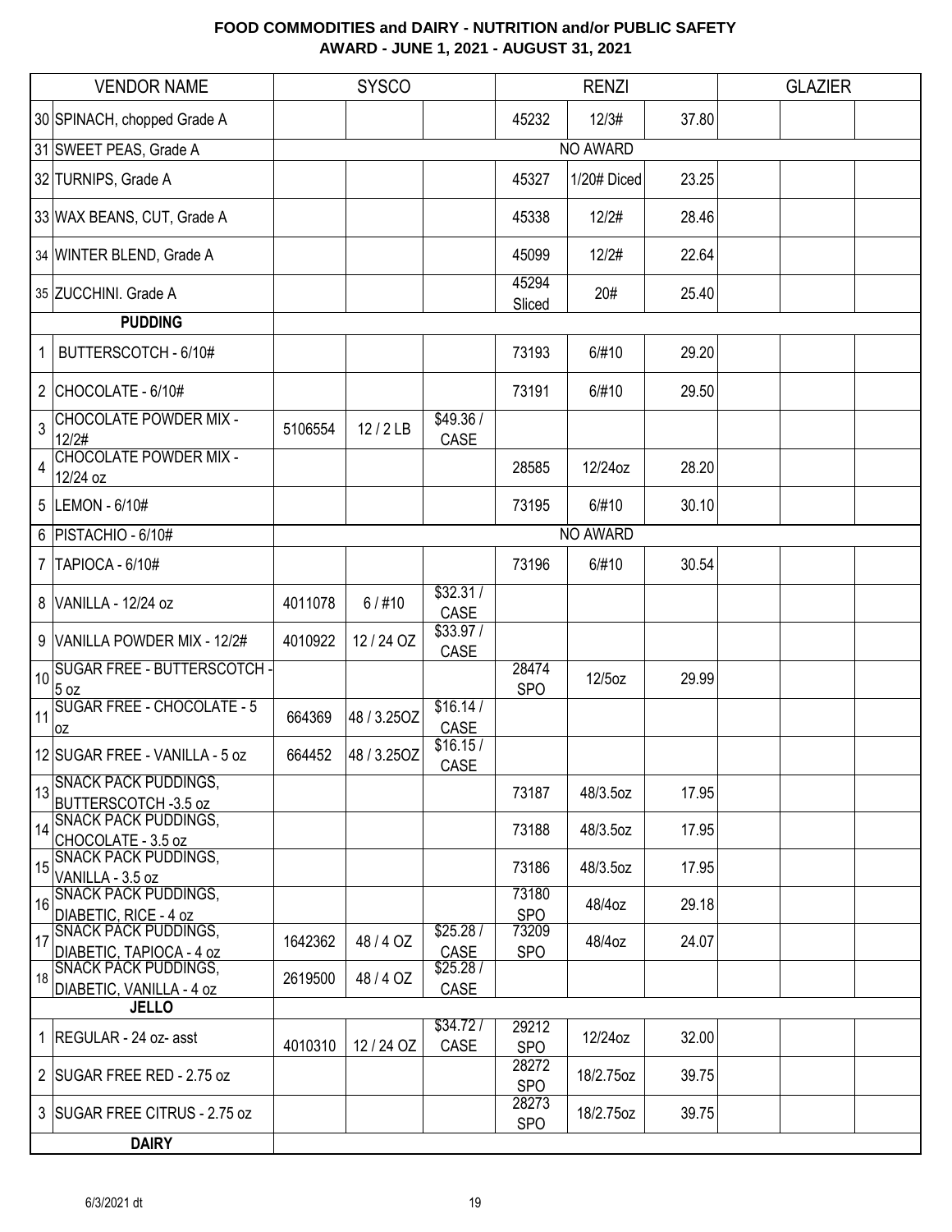# FOOD COMMODITIES and DAIRY - NUTRITION and/or PUBLIC SAFETY
## AWARD - JUNE 1, 2021 - AUGUST 31, 2021

| | VENDOR NAME | SYSCO | | | RENZI | | | GLAZIER | | |
|---|---|---|---|---|---|---|---|---|---|---|
| 30 | SPINACH, chopped Grade A | | | | 45232 | 12/3# | 37.80 | | | |
| 31 | SWEET PEAS, Grade A | | | | | NO AWARD | | | | |
| 32 | TURNIPS, Grade A | | | | 45327 | 1/20# Diced | 23.25 | | | |
| 33 | WAX BEANS, CUT, Grade A | | | | 45338 | 12/2# | 28.46 | | | |
| 34 | WINTER BLEND, Grade A | | | | 45099 | 12/2# | 22.64 | | | |
| 35 | ZUCCHINI. Grade A | | | | 45294 Sliced | 20# | 25.40 | | | |
| | **PUDDING** | | | | | | | | | |
| 1 | BUTTERSCOTCH - 6/10# | | | | 73193 | 6/#10 | 29.20 | | | |
| 2 | CHOCOLATE - 6/10# | | | | 73191 | 6/#10 | 29.50 | | | |
| 3 | CHOCOLATE POWDER MIX - 12/2# | 5106554 | 12 / 2 LB | $49.36 / CASE | | | | | | |
| 4 | CHOCOLATE POWDER MIX - 12/24 oz | | | | 28585 | 12/24oz | 28.20 | | | |
| 5 | LEMON - 6/10# | | | | 73195 | 6/#10 | 30.10 | | | |
| 6 | PISTACHIO - 6/10# | | | | | NO AWARD | | | | |
| 7 | TAPIOCA - 6/10# | | | | 73196 | 6/#10 | 30.54 | | | |
| 8 | VANILLA - 12/24 oz | 4011078 | 6 / #10 | $32.31 / CASE | | | | | | |
| 9 | VANILLA POWDER MIX - 12/2# | 4010922 | 12 / 24 OZ | $33.97 / CASE | | | | | | |
| 10 | SUGAR FREE - BUTTERSCOTCH - 5 oz | | | | 28474 SPO | 12/5oz | 29.99 | | | |
| 11 | SUGAR FREE - CHOCOLATE - 5 oz | 664369 | 48 / 3.25OZ | $16.14 / CASE | | | | | | |
| 12 | SUGAR FREE - VANILLA - 5 oz | 664452 | 48 / 3.25OZ | $16.15 / CASE | | | | | | |
| 13 | SNACK PACK PUDDINGS, BUTTERSCOTCH -3.5 oz | | | | 73187 | 48/3.5oz | 17.95 | | | |
| 14 | SNACK PACK PUDDINGS, CHOCOLATE - 3.5 oz | | | | 73188 | 48/3.5oz | 17.95 | | | |
| 15 | SNACK PACK PUDDINGS, VANILLA - 3.5 oz | | | | 73186 | 48/3.5oz | 17.95 | | | |
| 16 | SNACK PACK PUDDINGS, DIABETIC, RICE - 4 oz | | | | 73180 SPO | 48/4oz | 29.18 | | | |
| 17 | SNACK PACK PUDDINGS, DIABETIC, TAPIOCA - 4 oz | 1642362 | 48 / 4 OZ | $25.28 / CASE | 73209 SPO | 48/4oz | 24.07 | | | |
| 18 | SNACK PACK PUDDINGS, DIABETIC, VANILLA - 4 oz | 2619500 | 48 / 4 OZ | $25.28 / CASE | | | | | | |
| | **JELLO** | | | | | | | | | |
| 1 | REGULAR - 24 oz- asst | 4010310 | 12 / 24 OZ | $34.72 / CASE | 29212 SPO | 12/24oz | 32.00 | | | |
| 2 | SUGAR FREE RED - 2.75 oz | | | | 28272 SPO | 18/2.75oz | 39.75 | | | |
| 3 | SUGAR FREE CITRUS - 2.75 oz | | | | 28273 SPO | 18/2.75oz | 39.75 | | | |
| | **DAIRY** | | | | | | | | | |

6/3/2021 dt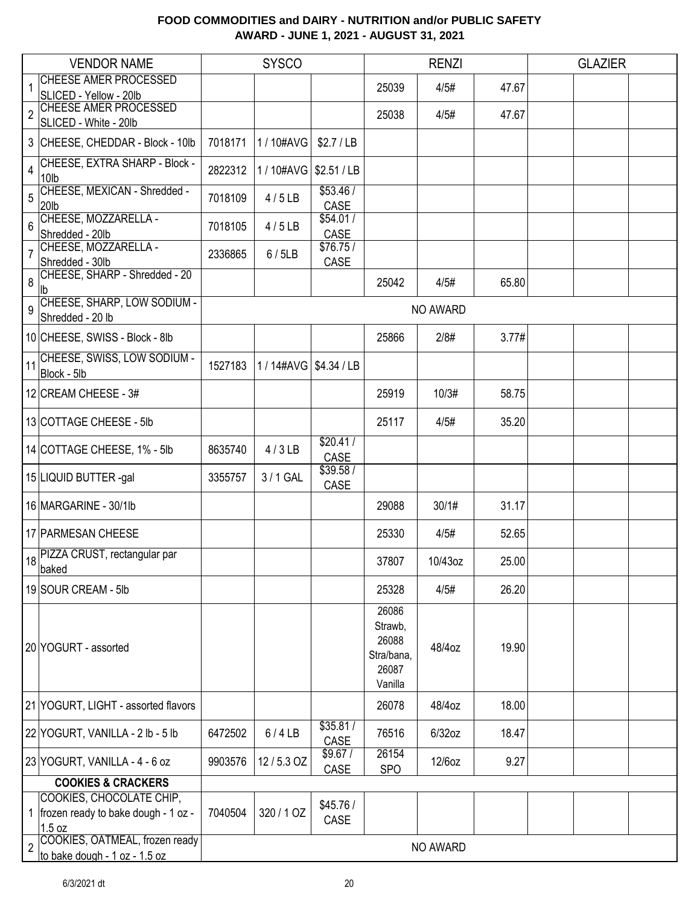# FOOD COMMODITIES and DAIRY - NUTRITION and/or PUBLIC SAFETY
## AWARD - JUNE 1, 2021 - AUGUST 31, 2021

| | VENDOR NAME | SYSCO | | | RENZI | | | GLAZIER | | |
|---|---|---|---|---|---|---|---|---|---|---|
| 1 | CHEESE AMER PROCESSED SLICED - Yellow - 20lb | | | | 25039 | 4/5# | 47.67 | | | |
| 2 | CHEESE AMER PROCESSED SLICED - White - 20lb | | | | 25038 | 4/5# | 47.67 | | | |
| 3 | CHEESE, CHEDDAR - Block - 10lb | 7018171 | 1 / 10#AVG | $2.7 / LB | | | | | | |
| 4 | CHEESE, EXTRA SHARP - Block - 10lb | 2822312 | 1 / 10#AVG | $2.51 / LB | | | | | | |
| 5 | CHEESE, MEXICAN - Shredded - 20lb | 7018109 | 4 / 5 LB | $53.46 / CASE | | | | | | |
| 6 | CHEESE, MOZZARELLA - Shredded - 20lb | 7018105 | 4 / 5 LB | $54.01 / CASE | | | | | | |
| 7 | CHEESE, MOZZARELLA - Shredded - 30lb | 2336865 | 6 / 5LB | $76.75 / CASE | | | | | | |
| 8 | CHEESE, SHARP - Shredded - 20 lb | | | | 25042 | 4/5# | 65.80 | | | |
| 9 | CHEESE, SHARP, LOW SODIUM - Shredded - 20 lb | NO AWARD | | | | | | | | |
| 10 | CHEESE, SWISS - Block - 8lb | | | | 25866 | 2/8# | 3.77# | | | |
| 11 | CHEESE, SWISS, LOW SODIUM - Block - 5lb | 1527183 | 1 / 14#AVG | $4.34 / LB | | | | | | |
| 12 | CREAM CHEESE - 3# | | | | 25919 | 10/3# | 58.75 | | | |
| 13 | COTTAGE CHEESE - 5lb | | | | 25117 | 4/5# | 35.20 | | | |
| 14 | COTTAGE CHEESE, 1% - 5lb | 8635740 | 4 / 3 LB | $20.41 / CASE | | | | | | |
| 15 | LIQUID BUTTER -gal | 3355757 | 3 / 1 GAL | $39.58 / CASE | | | | | | |
| 16 | MARGARINE - 30/1lb | | | | 29088 | 30/1# | 31.17 | | | |
| 17 | PARMESAN CHEESE | | | | 25330 | 4/5# | 52.65 | | | |
| 18 | PIZZA CRUST, rectangular par baked | | | | 37807 | 10/43oz | 25.00 | | | |
| 19 | SOUR CREAM - 5lb | | | | 25328 | 4/5# | 26.20 | | | |
| 20 | YOGURT - assorted | | | | 26086 Strawb, 26088 Stra/bana, 26087 Vanilla | 48/4oz | 19.90 | | | |
| 21 | YOGURT, LIGHT - assorted flavors | | | | 26078 | 48/4oz | 18.00 | | | |
| 22 | YOGURT, VANILLA - 2 lb - 5 lb | 6472502 | 6 / 4 LB | $35.81 / CASE | 76516 | 6/32oz | 18.47 | | | |
| 23 | YOGURT, VANILLA - 4 - 6 oz | 9903576 | 12 / 5.3 OZ | $9.67 / CASE | 26154 SPO | 12/6oz | 9.27 | | | |
| | **COOKIES & CRACKERS** | | | | | | | | | |
| 1 | COOKIES, CHOCOLATE CHIP, frozen ready to bake dough - 1 oz - 1.5 oz | 7040504 | 320 / 1 OZ | $45.76 / CASE | | | | | | |
| 2 | COOKIES, OATMEAL, frozen ready to bake dough - 1 oz - 1.5 oz | NO AWARD | | | | | | | | |

6/3/2021 dt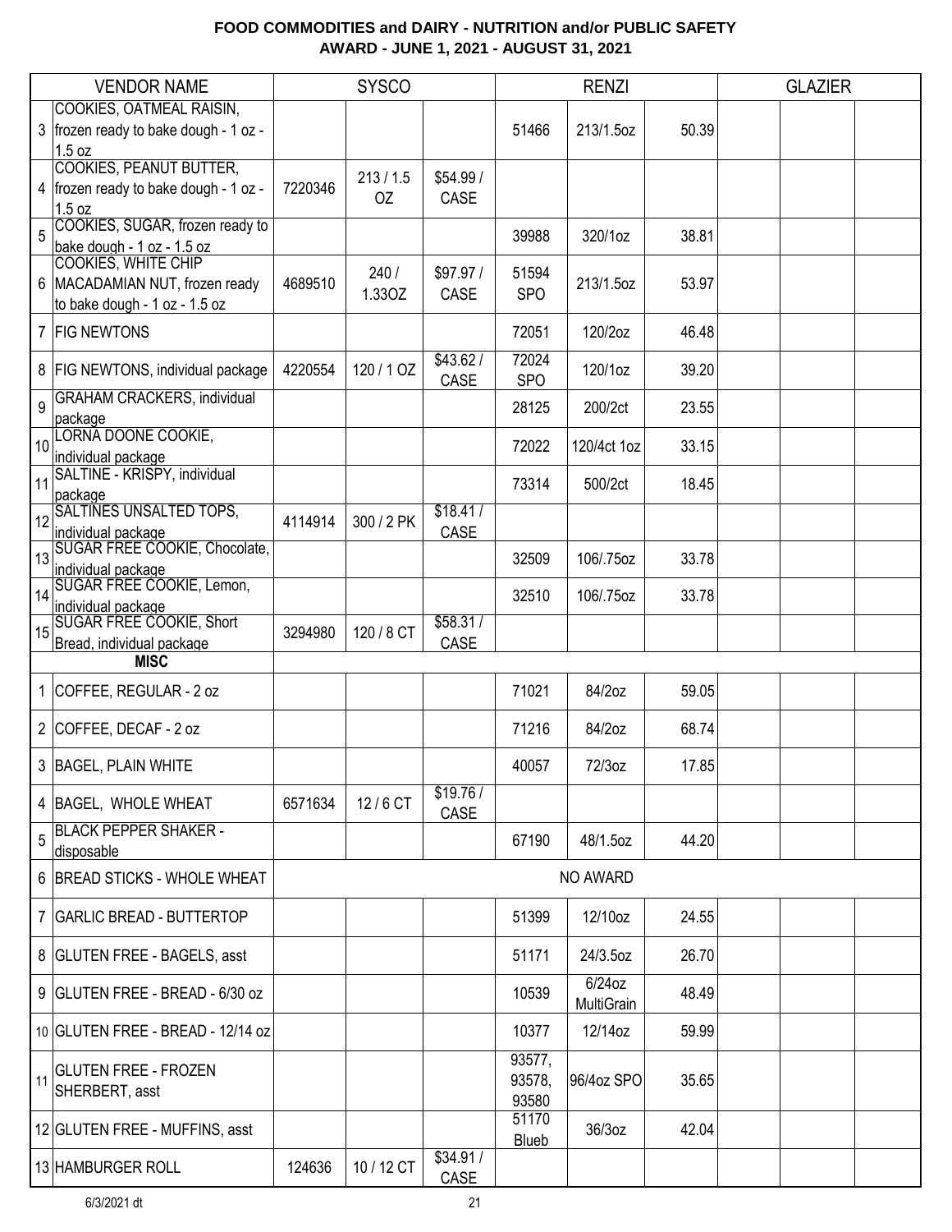**FOOD COMMODITIES and DAIRY - NUTRITION and/or PUBLIC SAFETY**
**AWARD - JUNE 1, 2021 - AUGUST 31, 2021**

| | VENDOR NAME | SYSCO | | | RENZI | | | GLAZIER | | |
|---|---|---|---|---|---|---|---|---|---|---|
| 3 | COOKIES, OATMEAL RAISIN, frozen ready to bake dough - 1 oz - 1.5 oz | | | | 51466 | 213/1.5oz | 50.39 | | | |
| 4 | COOKIES, PEANUT BUTTER, frozen ready to bake dough - 1 oz - 1.5 oz | 7220346 | 213 / 1.5 OZ | $54.99 / CASE | | | | | | |
| 5 | COOKIES, SUGAR, frozen ready to bake dough - 1 oz - 1.5 oz | | | | 39988 | 320/1oz | 38.81 | | | |
| 6 | COOKIES, WHITE CHIP MACADAMIAN NUT, frozen ready to bake dough - 1 oz - 1.5 oz | 4689510 | 240 / 1.33OZ | $97.97 / CASE | 51594 SPO | 213/1.5oz | 53.97 | | | |
| 7 | FIG NEWTONS | | | | 72051 | 120/2oz | 46.48 | | | |
| 8 | FIG NEWTONS, individual package | 4220554 | 120 / 1 OZ | $43.62 / CASE | 72024 SPO | 120/1oz | 39.20 | | | |
| 9 | GRAHAM CRACKERS, individual package | | | | 28125 | 200/2ct | 23.55 | | | |
| 10 | LORNA DOONE COOKIE, individual package | | | | 72022 | 120/4ct 1oz | 33.15 | | | |
| 11 | SALTINE - KRISPY, individual package | | | | 73314 | 500/2ct | 18.45 | | | |
| 12 | SALTINES UNSALTED TOPS, individual package | 4114914 | 300 / 2 PK | $18.41 / CASE | | | | | | |
| 13 | SUGAR FREE COOKIE, Chocolate, individual package | | | | 32509 | 106/.75oz | 33.78 | | | |
| 14 | SUGAR FREE COOKIE, Lemon, individual package | | | | 32510 | 106/.75oz | 33.78 | | | |
| 15 | SUGAR FREE COOKIE, Short Bread, individual package | 3294980 | 120 / 8 CT | $58.31 / CASE | | | | | | |
| | **MISC** | | | | | | | | | |
| 1 | COFFEE, REGULAR - 2 oz | | | | 71021 | 84/2oz | 59.05 | | | |
| 2 | COFFEE, DECAF - 2 oz | | | | 71216 | 84/2oz | 68.74 | | | |
| 3 | BAGEL, PLAIN WHITE | | | | 40057 | 72/3oz | 17.85 | | | |
| 4 | BAGEL, WHOLE WHEAT | 6571634 | 12 / 6 CT | $19.76 / CASE | | | | | | |
| 5 | BLACK PEPPER SHAKER - disposable | | | | 67190 | 48/1.5oz | 44.20 | | | |
| 6 | BREAD STICKS - WHOLE WHEAT | NO AWARD | | | | | | | | |
| 7 | GARLIC BREAD - BUTTERTOP | | | | 51399 | 12/10oz | 24.55 | | | |
| 8 | GLUTEN FREE - BAGELS, asst | | | | 51171 | 24/3.5oz | 26.70 | | | |
| 9 | GLUTEN FREE - BREAD - 6/30 oz | | | | 10539 | 6/24oz MultiGrain | 48.49 | | | |
| 10 | GLUTEN FREE - BREAD - 12/14 oz | | | | 10377 | 12/14oz | 59.99 | | | |
| 11 | GLUTEN FREE - FROZEN SHERBERT, asst | | | | 93577, 93578, 93580 | 96/4oz SPO | 35.65 | | | |
| 12 | GLUTEN FREE - MUFFINS, asst | | | | 51170 Blueb | 36/3oz | 42.04 | | | |
| 13 | HAMBURGER ROLL | 124636 | 10 / 12 CT | $34.91 / CASE | | | | | | |

6/3/2021 dt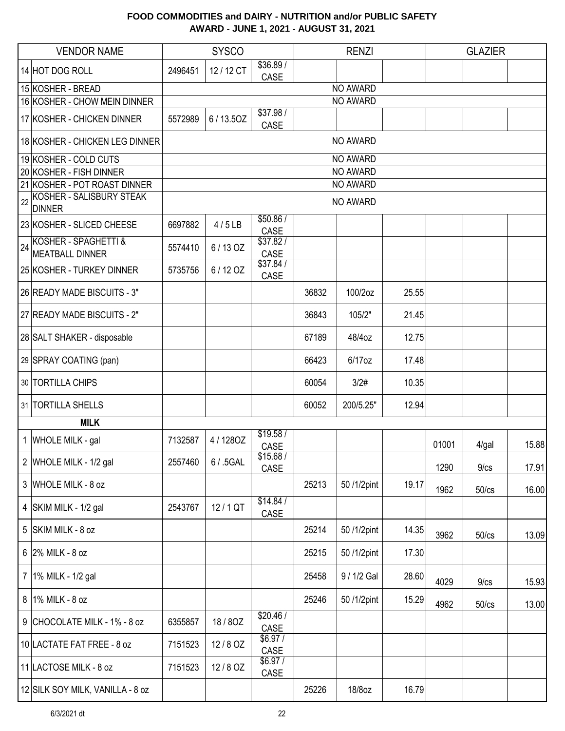# FOOD COMMODITIES and DAIRY - NUTRITION and/or PUBLIC SAFETY
## AWARD - JUNE 1, 2021 - AUGUST 31, 2021

| | VENDOR NAME | SYSCO | | | RENZI | | | GLAZIER | | |
|---|---|---|---|---|---|---|---|---|---|---|
| 14 | HOT DOG ROLL | 2496451 | 12 / 12 CT | $36.89 / CASE | | | | | | |
| 15 | KOSHER - BREAD | | | | NO AWARD | | | | | |
| 16 | KOSHER - CHOW MEIN DINNER | | | | NO AWARD | | | | | |
| 17 | KOSHER - CHICKEN DINNER | 5572989 | 6 / 13.5OZ | $37.98 / CASE | | | | | | |
| 18 | KOSHER - CHICKEN LEG DINNER | | | | NO AWARD | | | | | |
| 19 | KOSHER - COLD CUTS | | | | NO AWARD | | | | | |
| 20 | KOSHER - FISH DINNER | | | | NO AWARD | | | | | |
| 21 | KOSHER - POT ROAST DINNER | | | | NO AWARD | | | | | |
| 22 | KOSHER - SALISBURY STEAK DINNER | | | | NO AWARD | | | | | |
| 23 | KOSHER - SLICED CHEESE | 6697882 | 4 / 5 LB | $50.86 / CASE | | | | | | |
| 24 | KOSHER - SPAGHETTI & MEATBALL DINNER | 5574410 | 6 / 13 OZ | $37.82 / CASE | | | | | | |
| 25 | KOSHER - TURKEY DINNER | 5735756 | 6 / 12 OZ | $37.84 / CASE | | | | | | |
| 26 | READY MADE BISCUITS - 3" | | | | 36832 | 100/2oz | 25.55 | | | |
| 27 | READY MADE BISCUITS - 2" | | | | 36843 | 105/2" | 21.45 | | | |
| 28 | SALT SHAKER - disposable | | | | 67189 | 48/4oz | 12.75 | | | |
| 29 | SPRAY COATING (pan) | | | | 66423 | 6/17oz | 17.48 | | | |
| 30 | TORTILLA CHIPS | | | | 60054 | 3/2# | 10.35 | | | |
| 31 | TORTILLA SHELLS | | | | 60052 | 200/5.25" | 12.94 | | | |
| | **MILK** | | | | | | | | | |
| 1 | WHOLE MILK - gal | 7132587 | 4 / 128OZ | $19.58 / CASE | | | | 01001 | 4/gal | 15.88 |
| 2 | WHOLE MILK - 1/2 gal | 2557460 | 6 / .5GAL | $15.68 / CASE | | | | 1290 | 9/cs | 17.91 |
| 3 | WHOLE MILK - 8 oz | | | | 25213 | 50 /1/2pint | 19.17 | 1962 | 50/cs | 16.00 |
| 4 | SKIM MILK - 1/2 gal | 2543767 | 12 / 1 QT | $14.84 / CASE | | | | | | |
| 5 | SKIM MILK - 8 oz | | | | 25214 | 50 /1/2pint | 14.35 | 3962 | 50/cs | 13.09 |
| 6 | 2% MILK - 8 oz | | | | 25215 | 50 /1/2pint | 17.30 | | | |
| 7 | 1% MILK - 1/2 gal | | | | 25458 | 9 / 1/2 Gal | 28.60 | 4029 | 9/cs | 15.93 |
| 8 | 1% MILK - 8 oz | | | | 25246 | 50 /1/2pint | 15.29 | 4962 | 50/cs | 13.00 |
| 9 | CHOCOLATE MILK - 1% - 8 oz | 6355857 | 18 / 8OZ | $20.46 / CASE | | | | | | |
| 10 | LACTATE FAT FREE - 8 oz | 7151523 | 12 / 8 OZ | $6.97 / CASE | | | | | | |
| 11 | LACTOSE MILK - 8 oz | 7151523 | 12 / 8 OZ | $6.97 / CASE | | | | | | |
| 12 | SILK SOY MILK, VANILLA - 8 oz | | | | 25226 | 18/8oz | 16.79 | | | |

6/3/2021 dt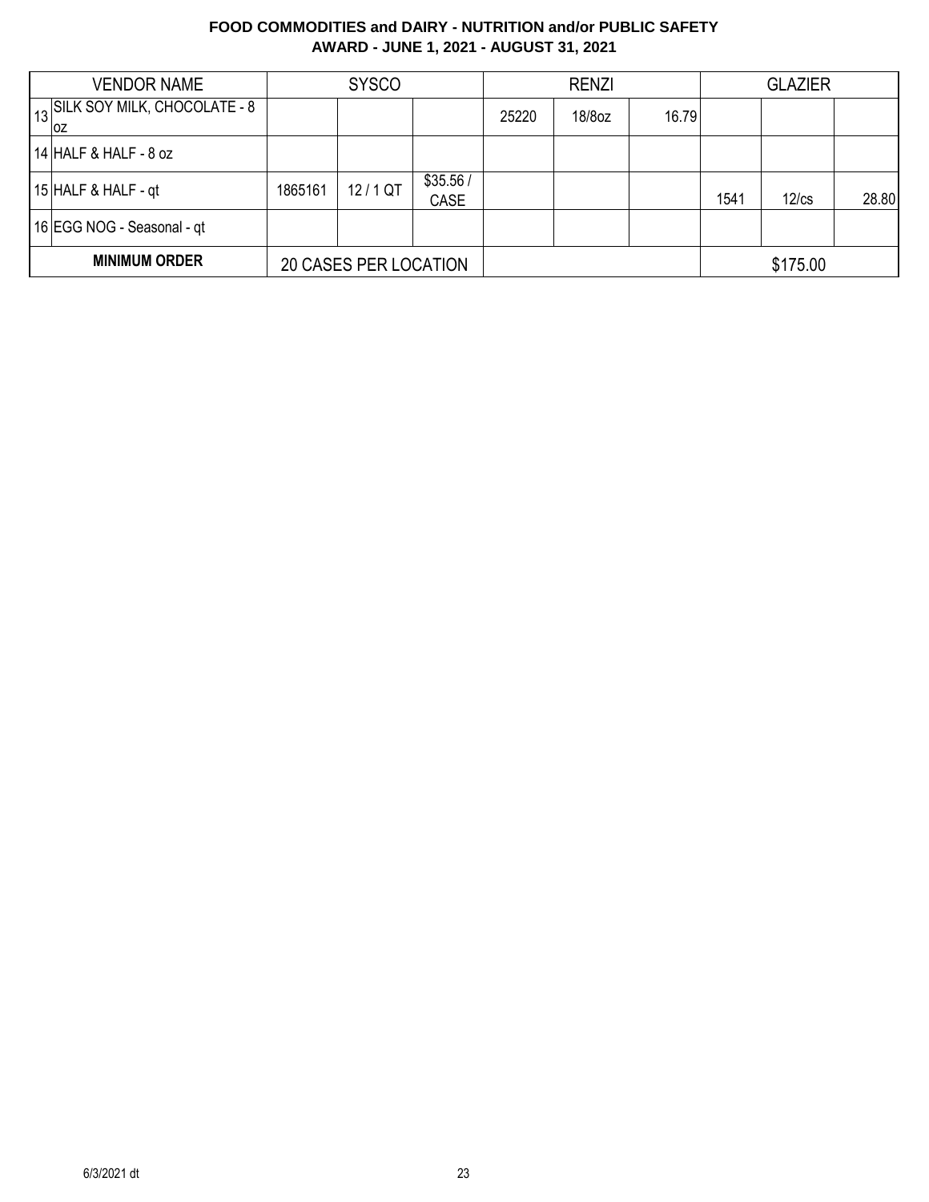**FOOD COMMODITIES and DAIRY - NUTRITION and/or PUBLIC SAFETY**
**AWARD - JUNE 1, 2021 - AUGUST 31, 2021**

| | VENDOR NAME | SYSCO | | | RENZI | | | GLAZIER | | |
|---|---|---|---|---|---|---|---|---|---|---|
| 13 | SILK SOY MILK, CHOCOLATE - 8 oz | | | | 25220 | 18/8oz | 16.79 | | | |
| 14 | HALF & HALF - 8 oz | | | | | | | | | |
| 15 | HALF & HALF - qt | 1865161 | 12 / 1 QT | $35.56 / CASE | | | | 1541 | 12/cs | 28.80 |
| 16 | EGG NOG - Seasonal - qt | | | | | | | | | |
| | **MINIMUM ORDER** | 20 CASES PER LOCATION | | | | | | $175.00 | | |

6/3/2021 dt